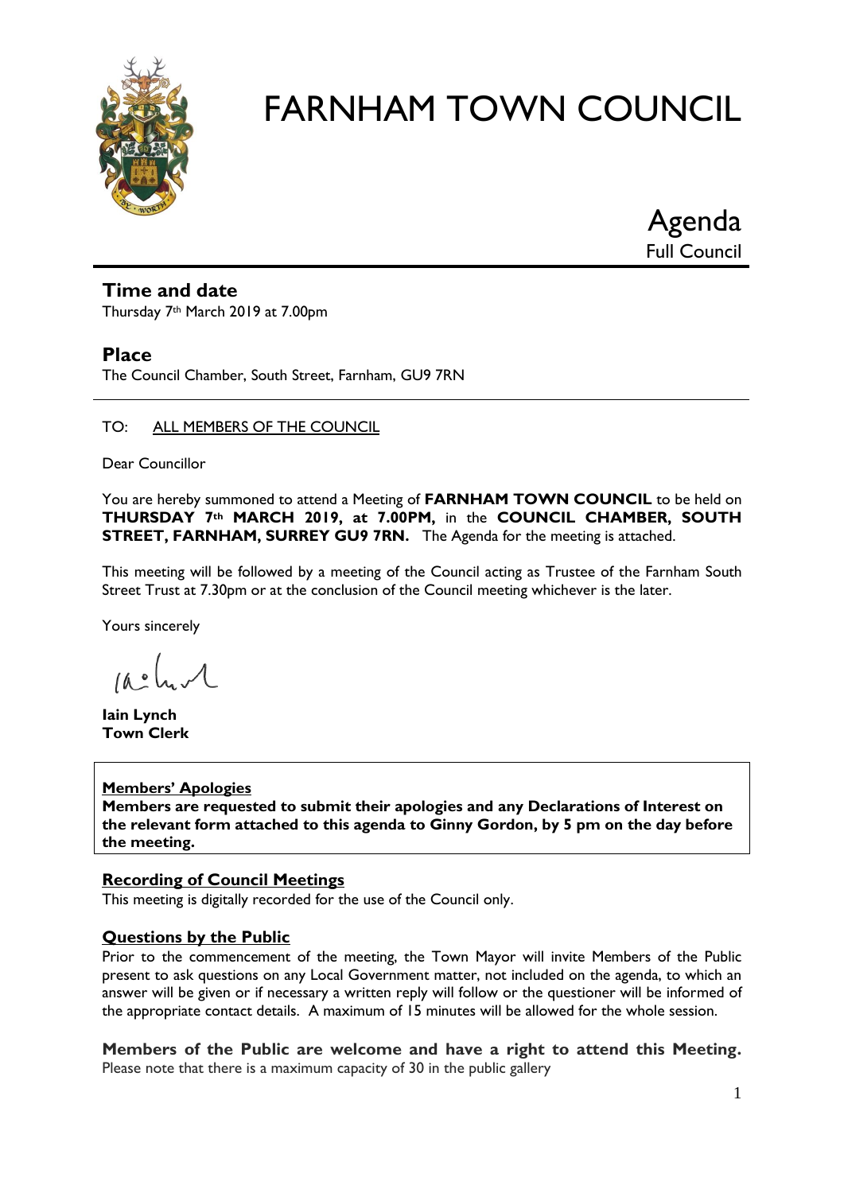# FARNHAM TOWN COUNCIL

## Agenda
Full Council

## Time and date
Thursday 7th March 2019 at 7.00pm

## Place
The Council Chamber, South Street, Farnham, GU9 7RN

---

TO: ALL MEMBERS OF THE COUNCIL

Dear Councillor

You are hereby summoned to attend a Meeting of **FARNHAM TOWN COUNCIL** to be held on **THURSDAY 7th MARCH 2019, at 7.00PM,** in the **COUNCIL CHAMBER, SOUTH STREET, FARNHAM, SURREY GU9 7RN.** The Agenda for the meeting is attached.

This meeting will be followed by a meeting of the Council acting as Trustee of the Farnham South Street Trust at 7.30pm or at the conclusion of the Council meeting whichever is the later.

Yours sincerely

**Iain Lynch**
**Town Clerk**

**Members' Apologies**
**Members are requested to submit their apologies and any Declarations of Interest on the relevant form attached to this agenda to Ginny Gordon, by 5 pm on the day before the meeting.**

**Recording of Council Meetings**
This meeting is digitally recorded for the use of the Council only.

**Questions by the Public**
Prior to the commencement of the meeting, the Town Mayor will invite Members of the Public present to ask questions on any Local Government matter, not included on the agenda, to which an answer will be given or if necessary a written reply will follow or the questioner will be informed of the appropriate contact details. A maximum of 15 minutes will be allowed for the whole session.

**Members of the Public are welcome and have a right to attend this Meeting.**
Please note that there is a maximum capacity of 30 in the public gallery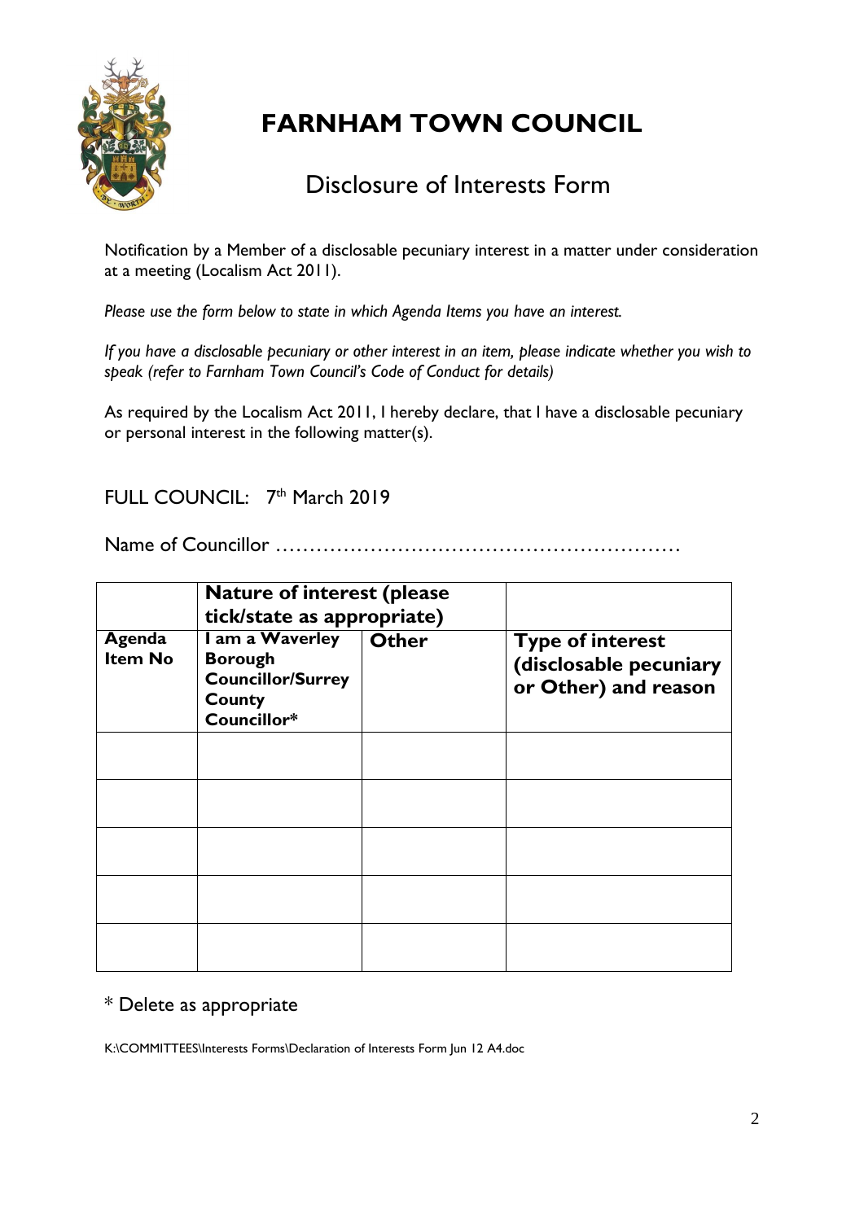# FARNHAM TOWN COUNCIL

## Disclosure of Interests Form

Notification by a Member of a disclosable pecuniary interest in a matter under consideration at a meeting (Localism Act 2011).

*Please use the form below to state in which Agenda Items you have an interest.*

*If you have a disclosable pecuniary or other interest in an item, please indicate whether you wish to speak (refer to Farnham Town Council's Code of Conduct for details)*

As required by the Localism Act 2011, I hereby declare, that I have a disclosable pecuniary or personal interest in the following matter(s).

FULL COUNCIL: 7th March 2019

Name of Councillor ……………………………………………………

| | **Nature of interest (please tick/state as appropriate)** | | |
|---|---|---|---|
| **Agenda Item No** | **I am a Waverley Borough Councillor/Surrey County Councillor*** | **Other** | **Type of interest (disclosable pecuniary or Other) and reason** |
| | | | |
| | | | |
| | | | |
| | | | |
| | | | |

\* Delete as appropriate

K:\COMMITTEES\Interests Forms\Declaration of Interests Form Jun 12 A4.doc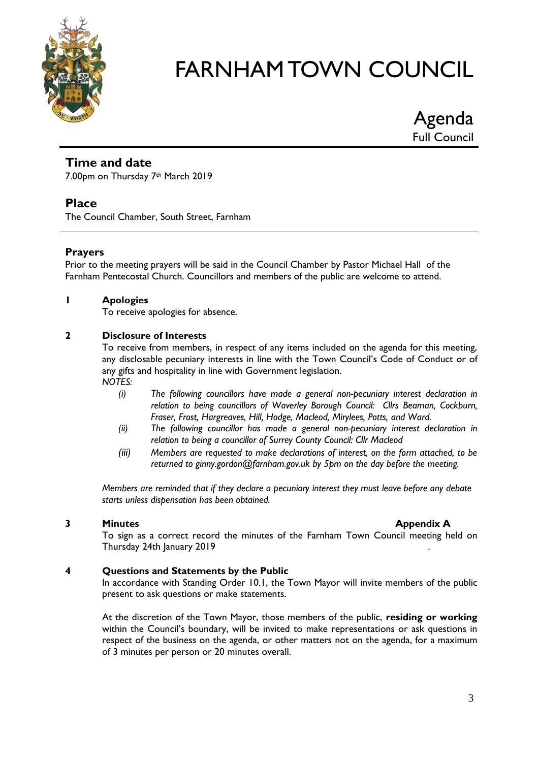# FARNHAM TOWN COUNCIL

## Agenda
Full Council

## Time and date

7.00pm on Thursday 7th March 2019

## Place

The Council Chamber, South Street, Farnham

### Prayers

Prior to the meeting prayers will be said in the Council Chamber by Pastor Michael Hall of the Farnham Pentecostal Church. Councillors and members of the public are welcome to attend.

**1 Apologies**

To receive apologies for absence.

**2 Disclosure of Interests**

To receive from members, in respect of any items included on the agenda for this meeting, any disclosable pecuniary interests in line with the Town Council's Code of Conduct or of any gifts and hospitality in line with Government legislation.

*NOTES:*

*(i) The following councillors have made a general non-pecuniary interest declaration in relation to being councillors of Waverley Borough Council: Cllrs Beaman, Cockburn, Fraser, Frost, Hargreaves, Hill, Hodge, Macleod, Mirylees, Potts, and Ward.*

*(ii) The following councillor has made a general non-pecuniary interest declaration in relation to being a councillor of Surrey County Council: Cllr Macleod*

*(iii) Members are requested to make declarations of interest, on the form attached, to be returned to ginny.gordon@farnham.gov.uk by 5pm on the day before the meeting.*

*Members are reminded that if they declare a pecuniary interest they must leave before any debate starts unless dispensation has been obtained.*

**3 Minutes** **Appendix A**

To sign as a correct record the minutes of the Farnham Town Council meeting held on Thursday 24th January 2019 .

**4 Questions and Statements by the Public**

In accordance with Standing Order 10.1, the Town Mayor will invite members of the public present to ask questions or make statements.

At the discretion of the Town Mayor, those members of the public, **residing or working** within the Council's boundary, will be invited to make representations or ask questions in respect of the business on the agenda, or other matters not on the agenda, for a maximum of 3 minutes per person or 20 minutes overall.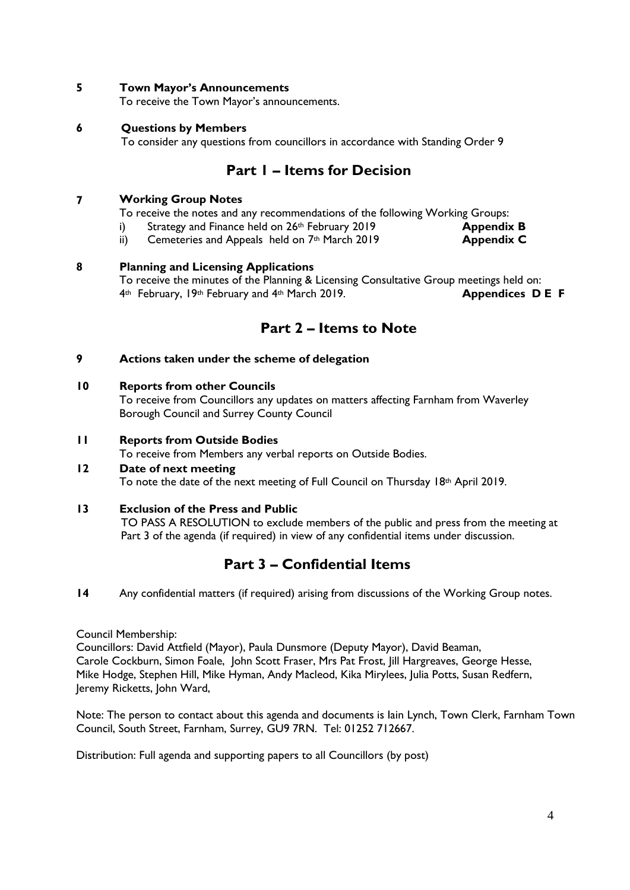**5 Town Mayor's Announcements**

To receive the Town Mayor's announcements.

**6 Questions by Members**

To consider any questions from councillors in accordance with Standing Order 9

## Part 1 – Items for Decision

**7 Working Group Notes**

To receive the notes and any recommendations of the following Working Groups:

i) Strategy and Finance held on 26th February 2019 **Appendix B**

ii) Cemeteries and Appeals held on 7th March 2019 **Appendix C**

**8 Planning and Licensing Applications**

To receive the minutes of the Planning & Licensing Consultative Group meetings held on: 4th February, 19th February and 4th March 2019. **Appendices D E F**

## Part 2 – Items to Note

**9 Actions taken under the scheme of delegation**

**10 Reports from other Councils**

To receive from Councillors any updates on matters affecting Farnham from Waverley Borough Council and Surrey County Council

**11 Reports from Outside Bodies**

To receive from Members any verbal reports on Outside Bodies.

**12 Date of next meeting**

To note the date of the next meeting of Full Council on Thursday 18th April 2019.

**13 Exclusion of the Press and Public**

TO PASS A RESOLUTION to exclude members of the public and press from the meeting at Part 3 of the agenda (if required) in view of any confidential items under discussion.

## Part 3 – Confidential Items

**14** Any confidential matters (if required) arising from discussions of the Working Group notes.

Council Membership:
Councillors: David Attfield (Mayor), Paula Dunsmore (Deputy Mayor), David Beaman, Carole Cockburn, Simon Foale, John Scott Fraser, Mrs Pat Frost, Jill Hargreaves, George Hesse, Mike Hodge, Stephen Hill, Mike Hyman, Andy Macleod, Kika Mirylees, Julia Potts, Susan Redfern, Jeremy Ricketts, John Ward,

Note: The person to contact about this agenda and documents is Iain Lynch, Town Clerk, Farnham Town Council, South Street, Farnham, Surrey, GU9 7RN. Tel: 01252 712667.

Distribution: Full agenda and supporting papers to all Councillors (by post)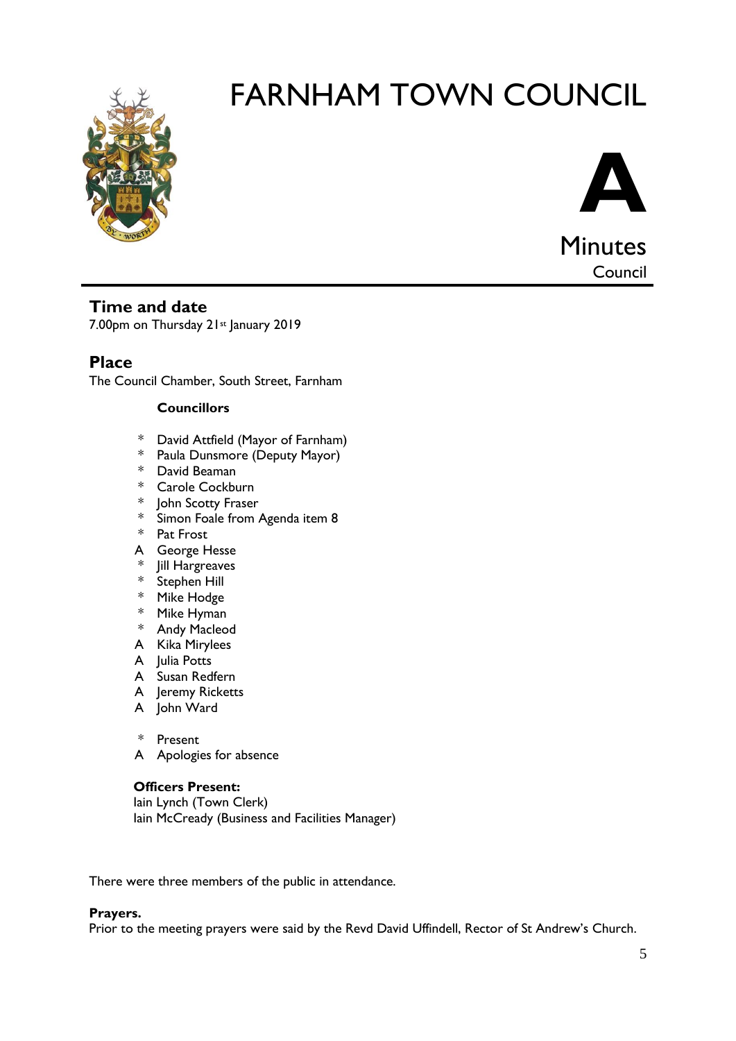# FARNHAM TOWN COUNCIL

**A**

Minutes

Council

## Time and date

7.00pm on Thursday 21st January 2019

## Place

The Council Chamber, South Street, Farnham

**Councillors**

| | |
|---|---|
| * | David Attfield (Mayor of Farnham) |
| * | Paula Dunsmore (Deputy Mayor) |
| * | David Beaman |
| * | Carole Cockburn |
| * | John Scotty Fraser |
| * | Simon Foale from Agenda item 8 |
| * | Pat Frost |
| A | George Hesse |
| * | Jill Hargreaves |
| * | Stephen Hill |
| * | Mike Hodge |
| * | Mike Hyman |
| * | Andy Macleod |
| A | Kika Mirylees |
| A | Julia Potts |
| A | Susan Redfern |
| A | Jeremy Ricketts |
| A | John Ward |

\* Present
A Apologies for absence

**Officers Present:**
Iain Lynch (Town Clerk)
Iain McCready (Business and Facilities Manager)

There were three members of the public in attendance.

**Prayers.**
Prior to the meeting prayers were said by the Revd David Uffindell, Rector of St Andrew's Church.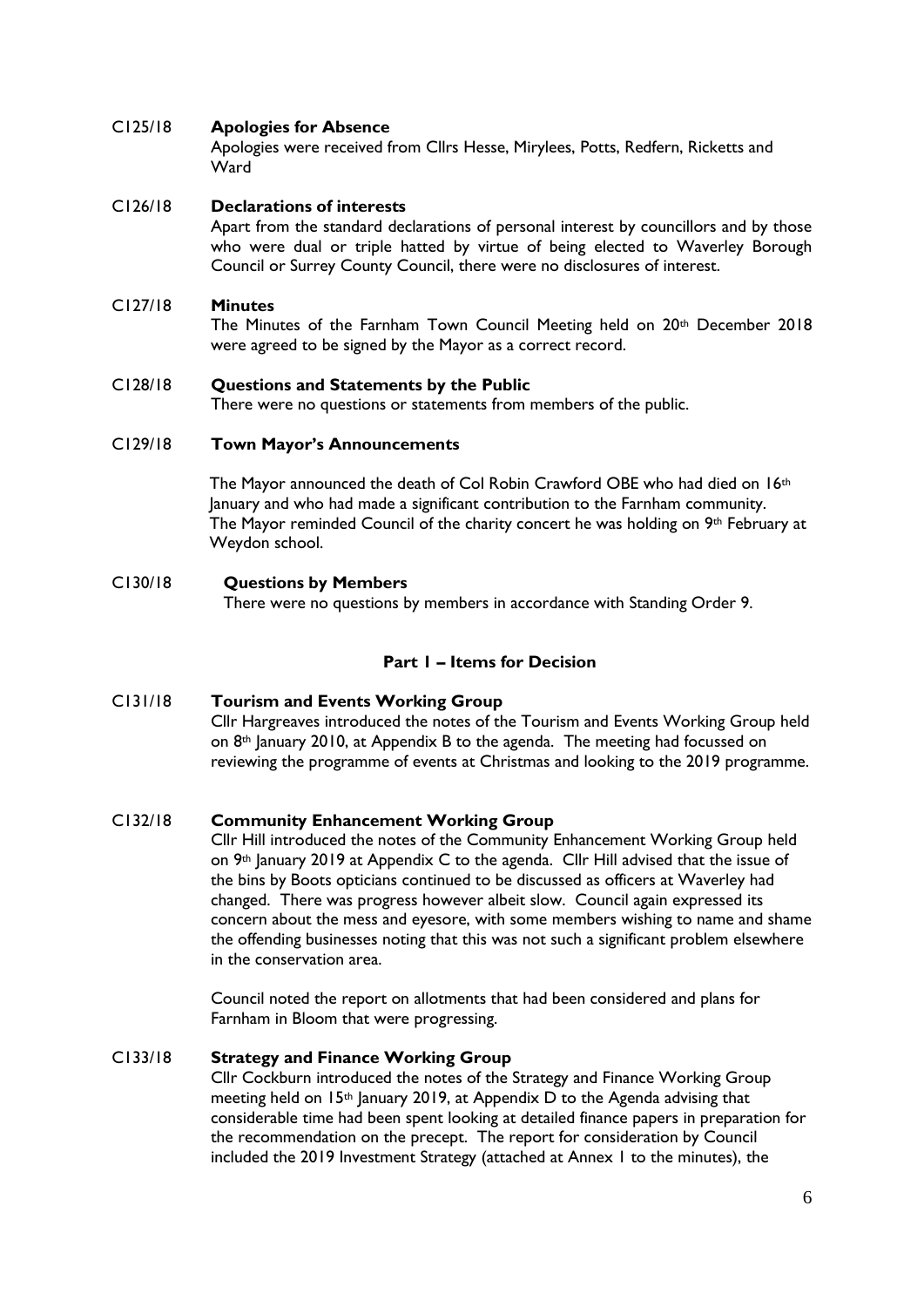**C125/18 Apologies for Absence**

Apologies were received from Cllrs Hesse, Mirylees, Potts, Redfern, Ricketts and Ward

**C126/18 Declarations of interests**

Apart from the standard declarations of personal interest by councillors and by those who were dual or triple hatted by virtue of being elected to Waverley Borough Council or Surrey County Council, there were no disclosures of interest.

**C127/18 Minutes**

The Minutes of the Farnham Town Council Meeting held on 20th December 2018 were agreed to be signed by the Mayor as a correct record.

**C128/18 Questions and Statements by the Public**

There were no questions or statements from members of the public.

**C129/18 Town Mayor's Announcements**

The Mayor announced the death of Col Robin Crawford OBE who had died on 16th January and who had made a significant contribution to the Farnham community. The Mayor reminded Council of the charity concert he was holding on 9th February at Weydon school.

**C130/18 Questions by Members**

There were no questions by members in accordance with Standing Order 9.

## Part 1 – Items for Decision

**C131/18 Tourism and Events Working Group**

Cllr Hargreaves introduced the notes of the Tourism and Events Working Group held on 8th January 2010, at Appendix B to the agenda. The meeting had focussed on reviewing the programme of events at Christmas and looking to the 2019 programme.

**C132/18 Community Enhancement Working Group**

Cllr Hill introduced the notes of the Community Enhancement Working Group held on 9th January 2019 at Appendix C to the agenda. Cllr Hill advised that the issue of the bins by Boots opticians continued to be discussed as officers at Waverley had changed. There was progress however albeit slow. Council again expressed its concern about the mess and eyesore, with some members wishing to name and shame the offending businesses noting that this was not such a significant problem elsewhere in the conservation area.

Council noted the report on allotments that had been considered and plans for Farnham in Bloom that were progressing.

**C133/18 Strategy and Finance Working Group**

Cllr Cockburn introduced the notes of the Strategy and Finance Working Group meeting held on 15th January 2019, at Appendix D to the Agenda advising that considerable time had been spent looking at detailed finance papers in preparation for the recommendation on the precept. The report for consideration by Council included the 2019 Investment Strategy (attached at Annex 1 to the minutes), the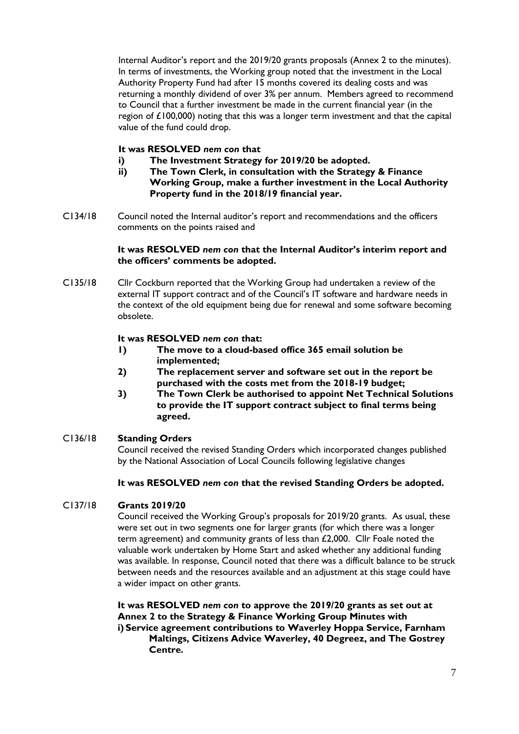Internal Auditor's report and the 2019/20 grants proposals (Annex 2 to the minutes). In terms of investments, the Working group noted that the investment in the Local Authority Property Fund had after 15 months covered its dealing costs and was returning a monthly dividend of over 3% per annum. Members agreed to recommend to Council that a further investment be made in the current financial year (in the region of £100,000) noting that this was a longer term investment and that the capital value of the fund could drop.

**It was RESOLVED *nem con* that**

**i) The Investment Strategy for 2019/20 be adopted.**

**ii) The Town Clerk, in consultation with the Strategy & Finance Working Group, make a further investment in the Local Authority Property fund in the 2018/19 financial year.**

C134/18 Council noted the Internal auditor's report and recommendations and the officers comments on the points raised and

**It was RESOLVED *nem con* that the Internal Auditor's interim report and the officers' comments be adopted.**

C135/18 Cllr Cockburn reported that the Working Group had undertaken a review of the external IT support contract and of the Council's IT software and hardware needs in the context of the old equipment being due for renewal and some software becoming obsolete.

**It was RESOLVED *nem con* that:**

**1) The move to a cloud-based office 365 email solution be implemented;**

**2) The replacement server and software set out in the report be purchased with the costs met from the 2018-19 budget;**

**3) The Town Clerk be authorised to appoint Net Technical Solutions to provide the IT support contract subject to final terms being agreed.**

C136/18 **Standing Orders**

Council received the revised Standing Orders which incorporated changes published by the National Association of Local Councils following legislative changes

**It was RESOLVED *nem con* that the revised Standing Orders be adopted.**

C137/18 **Grants 2019/20**

Council received the Working Group's proposals for 2019/20 grants. As usual, these were set out in two segments one for larger grants (for which there was a longer term agreement) and community grants of less than £2,000. Cllr Foale noted the valuable work undertaken by Home Start and asked whether any additional funding was available. In response, Council noted that there was a difficult balance to be struck between needs and the resources available and an adjustment at this stage could have a wider impact on other grants.

**It was RESOLVED *nem con* to approve the 2019/20 grants as set out at Annex 2 to the Strategy & Finance Working Group Minutes with**

**i) Service agreement contributions to Waverley Hoppa Service, Farnham Maltings, Citizens Advice Waverley, 40 Degreez, and The Gostrey Centre.**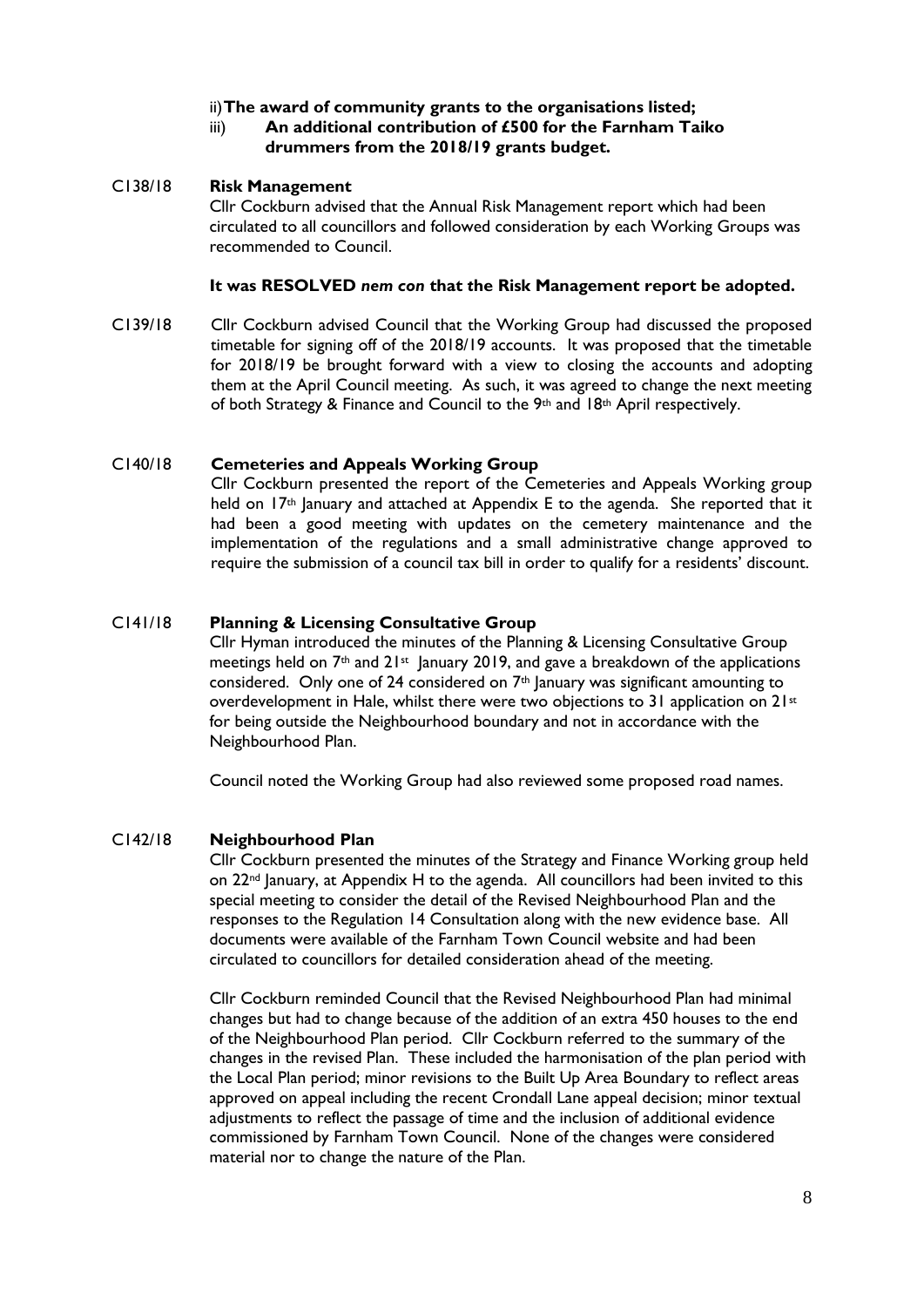ii) **The award of community grants to the organisations listed;**

iii) **An additional contribution of £500 for the Farnham Taiko drummers from the 2018/19 grants budget.**

C138/18 **Risk Management**

Cllr Cockburn advised that the Annual Risk Management report which had been circulated to all councillors and followed consideration by each Working Groups was recommended to Council.

**It was RESOLVED *nem con* that the Risk Management report be adopted.**

C139/18 Cllr Cockburn advised Council that the Working Group had discussed the proposed timetable for signing off of the 2018/19 accounts. It was proposed that the timetable for 2018/19 be brought forward with a view to closing the accounts and adopting them at the April Council meeting. As such, it was agreed to change the next meeting of both Strategy & Finance and Council to the 9th and 18th April respectively.

C140/18 **Cemeteries and Appeals Working Group**

Cllr Cockburn presented the report of the Cemeteries and Appeals Working group held on 17th January and attached at Appendix E to the agenda. She reported that it had been a good meeting with updates on the cemetery maintenance and the implementation of the regulations and a small administrative change approved to require the submission of a council tax bill in order to qualify for a residents' discount.

C141/18 **Planning & Licensing Consultative Group**

Cllr Hyman introduced the minutes of the Planning & Licensing Consultative Group meetings held on 7th and 21st January 2019, and gave a breakdown of the applications considered. Only one of 24 considered on 7th January was significant amounting to overdevelopment in Hale, whilst there were two objections to 31 application on 21st for being outside the Neighbourhood boundary and not in accordance with the Neighbourhood Plan.

Council noted the Working Group had also reviewed some proposed road names.

C142/18 **Neighbourhood Plan**

Cllr Cockburn presented the minutes of the Strategy and Finance Working group held on 22nd January, at Appendix H to the agenda. All councillors had been invited to this special meeting to consider the detail of the Revised Neighbourhood Plan and the responses to the Regulation 14 Consultation along with the new evidence base. All documents were available of the Farnham Town Council website and had been circulated to councillors for detailed consideration ahead of the meeting.

Cllr Cockburn reminded Council that the Revised Neighbourhood Plan had minimal changes but had to change because of the addition of an extra 450 houses to the end of the Neighbourhood Plan period. Cllr Cockburn referred to the summary of the changes in the revised Plan. These included the harmonisation of the plan period with the Local Plan period; minor revisions to the Built Up Area Boundary to reflect areas approved on appeal including the recent Crondall Lane appeal decision; minor textual adjustments to reflect the passage of time and the inclusion of additional evidence commissioned by Farnham Town Council. None of the changes were considered material nor to change the nature of the Plan.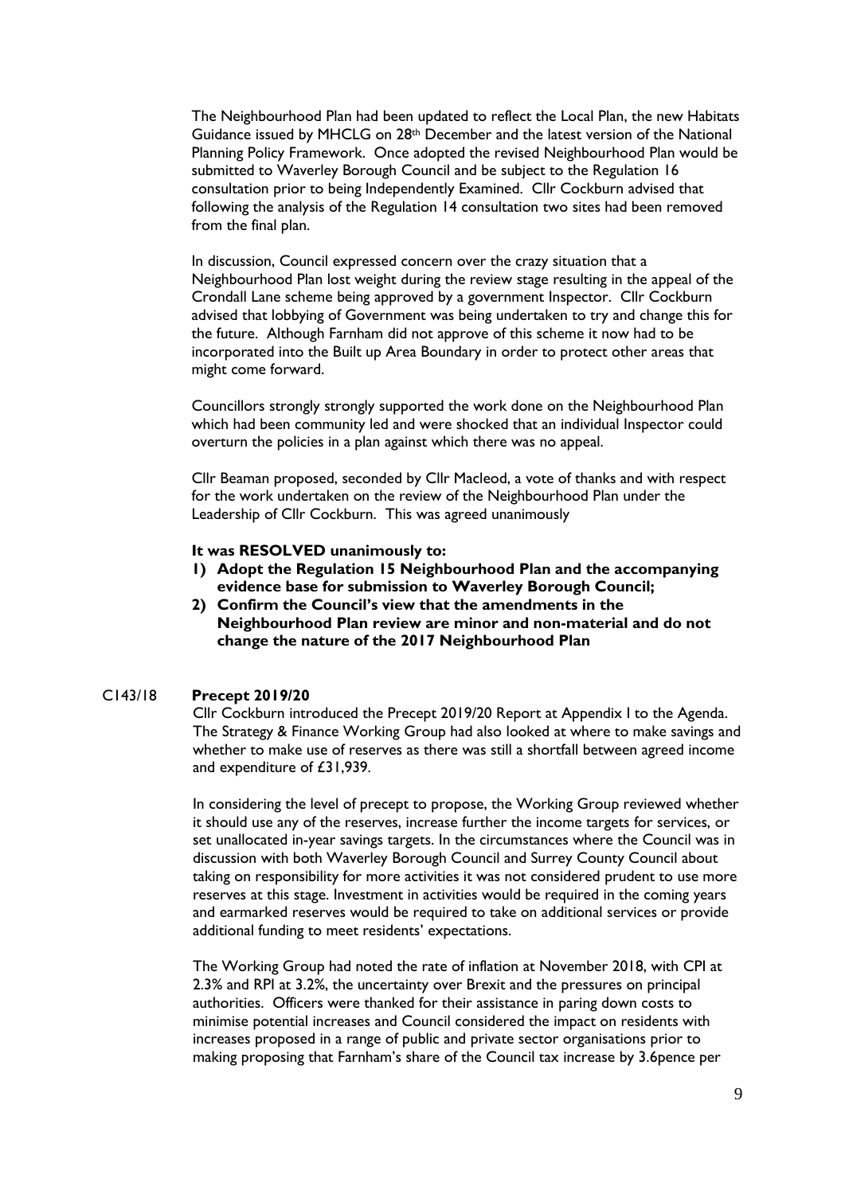The Neighbourhood Plan had been updated to reflect the Local Plan, the new Habitats Guidance issued by MHCLG on 28th December and the latest version of the National Planning Policy Framework. Once adopted the revised Neighbourhood Plan would be submitted to Waverley Borough Council and be subject to the Regulation 16 consultation prior to being Independently Examined. Cllr Cockburn advised that following the analysis of the Regulation 14 consultation two sites had been removed from the final plan.

In discussion, Council expressed concern over the crazy situation that a Neighbourhood Plan lost weight during the review stage resulting in the appeal of the Crondall Lane scheme being approved by a government Inspector. Cllr Cockburn advised that lobbying of Government was being undertaken to try and change this for the future. Although Farnham did not approve of this scheme it now had to be incorporated into the Built up Area Boundary in order to protect other areas that might come forward.

Councillors strongly strongly supported the work done on the Neighbourhood Plan which had been community led and were shocked that an individual Inspector could overturn the policies in a plan against which there was no appeal.

Cllr Beaman proposed, seconded by Cllr Macleod, a vote of thanks and with respect for the work undertaken on the review of the Neighbourhood Plan under the Leadership of Cllr Cockburn. This was agreed unanimously

**It was RESOLVED unanimously to:**

1) **Adopt the Regulation 15 Neighbourhood Plan and the accompanying evidence base for submission to Waverley Borough Council;**
2) **Confirm the Council's view that the amendments in the Neighbourhood Plan review are minor and non-material and do not change the nature of the 2017 Neighbourhood Plan**

C143/18 **Precept 2019/20**

Cllr Cockburn introduced the Precept 2019/20 Report at Appendix I to the Agenda. The Strategy & Finance Working Group had also looked at where to make savings and whether to make use of reserves as there was still a shortfall between agreed income and expenditure of £31,939.

In considering the level of precept to propose, the Working Group reviewed whether it should use any of the reserves, increase further the income targets for services, or set unallocated in-year savings targets. In the circumstances where the Council was in discussion with both Waverley Borough Council and Surrey County Council about taking on responsibility for more activities it was not considered prudent to use more reserves at this stage. Investment in activities would be required in the coming years and earmarked reserves would be required to take on additional services or provide additional funding to meet residents' expectations.

The Working Group had noted the rate of inflation at November 2018, with CPI at 2.3% and RPI at 3.2%, the uncertainty over Brexit and the pressures on principal authorities. Officers were thanked for their assistance in paring down costs to minimise potential increases and Council considered the impact on residents with increases proposed in a range of public and private sector organisations prior to making proposing that Farnham's share of the Council tax increase by 3.6pence per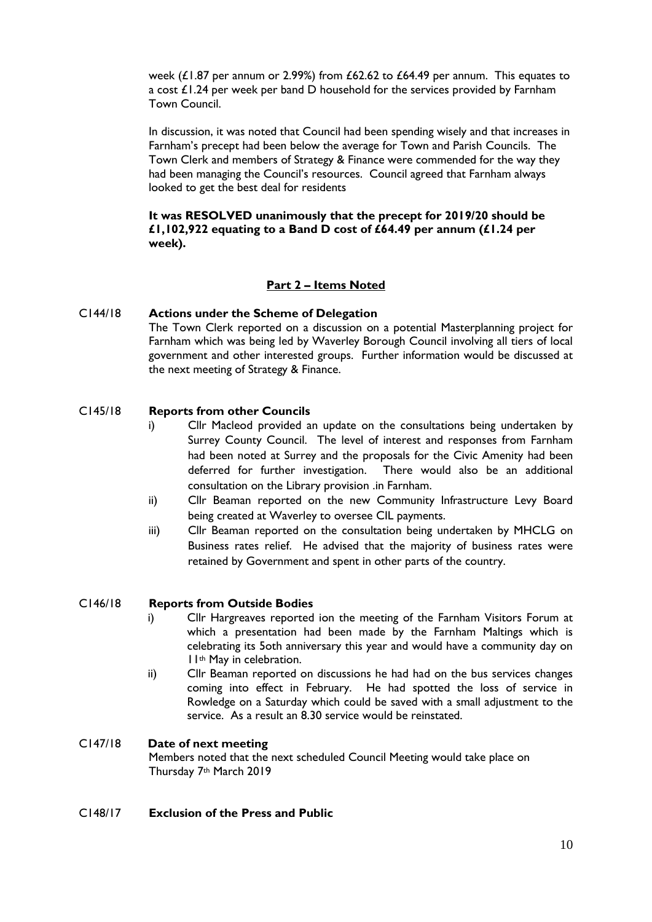week (£1.87 per annum or 2.99%) from £62.62 to £64.49 per annum. This equates to a cost £1.24 per week per band D household for the services provided by Farnham Town Council.

In discussion, it was noted that Council had been spending wisely and that increases in Farnham's precept had been below the average for Town and Parish Councils. The Town Clerk and members of Strategy & Finance were commended for the way they had been managing the Council's resources. Council agreed that Farnham always looked to get the best deal for residents

**It was RESOLVED unanimously that the precept for 2019/20 should be £1,102,922 equating to a Band D cost of £64.49 per annum (£1.24 per week).**

## Part 2 – Items Noted

**C144/18 Actions under the Scheme of Delegation**

The Town Clerk reported on a discussion on a potential Masterplanning project for Farnham which was being led by Waverley Borough Council involving all tiers of local government and other interested groups. Further information would be discussed at the next meeting of Strategy & Finance.

**C145/18 Reports from other Councils**

i) Cllr Macleod provided an update on the consultations being undertaken by Surrey County Council. The level of interest and responses from Farnham had been noted at Surrey and the proposals for the Civic Amenity had been deferred for further investigation. There would also be an additional consultation on the Library provision .in Farnham.

ii) Cllr Beaman reported on the new Community Infrastructure Levy Board being created at Waverley to oversee CIL payments.

iii) Cllr Beaman reported on the consultation being undertaken by MHCLG on Business rates relief. He advised that the majority of business rates were retained by Government and spent in other parts of the country.

**C146/18 Reports from Outside Bodies**

i) Cllr Hargreaves reported ion the meeting of the Farnham Visitors Forum at which a presentation had been made by the Farnham Maltings which is celebrating its 5oth anniversary this year and would have a community day on 11th May in celebration.

ii) Cllr Beaman reported on discussions he had had on the bus services changes coming into effect in February. He had spotted the loss of service in Rowledge on a Saturday which could be saved with a small adjustment to the service. As a result an 8.30 service would be reinstated.

**C147/18 Date of next meeting**

Members noted that the next scheduled Council Meeting would take place on Thursday 7th March 2019

**C148/17 Exclusion of the Press and Public**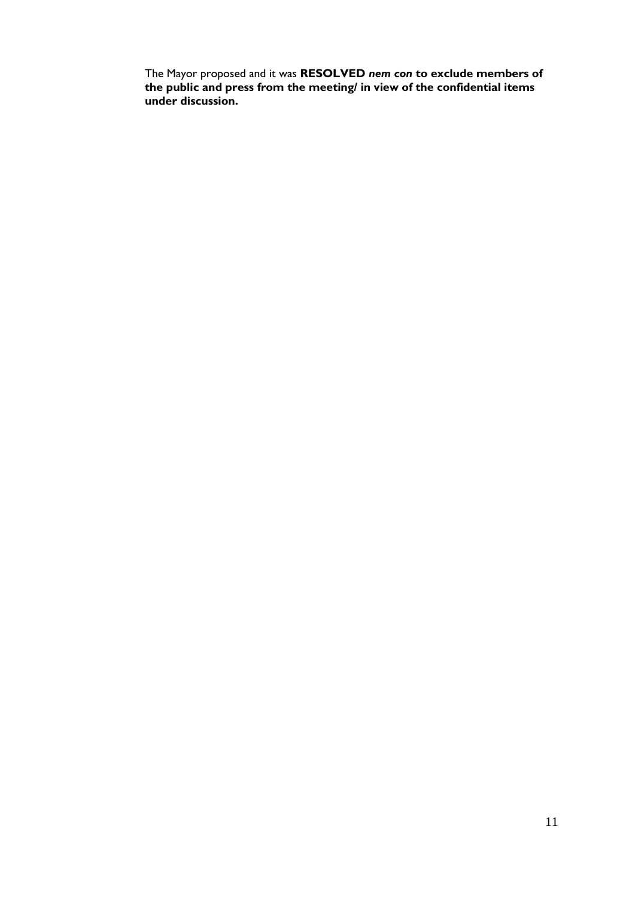The Mayor proposed and it was **RESOLVED *nem con* to exclude members of the public and press from the meeting/ in view of the confidential items under discussion.**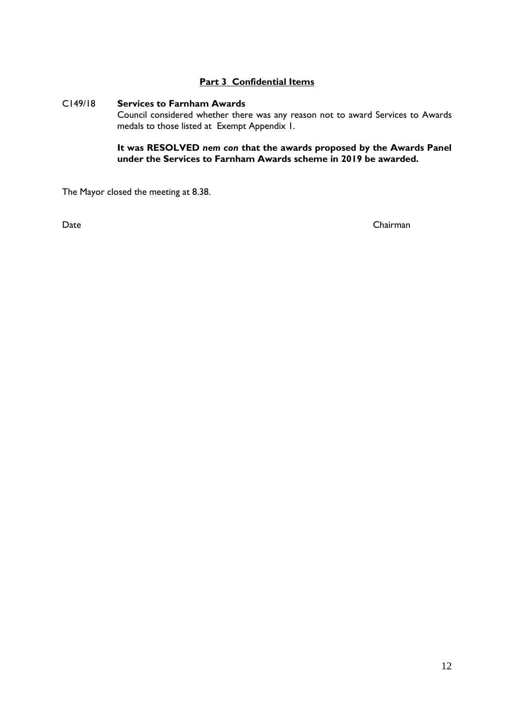## Part 3 Confidential Items

C149/18 **Services to Farnham Awards**

Council considered whether there was any reason not to award Services to Awards medals to those listed at Exempt Appendix 1.

**It was RESOLVED *nem con* that the awards proposed by the Awards Panel under the Services to Farnham Awards scheme in 2019 be awarded.**

The Mayor closed the meeting at 8.38.

Date Chairman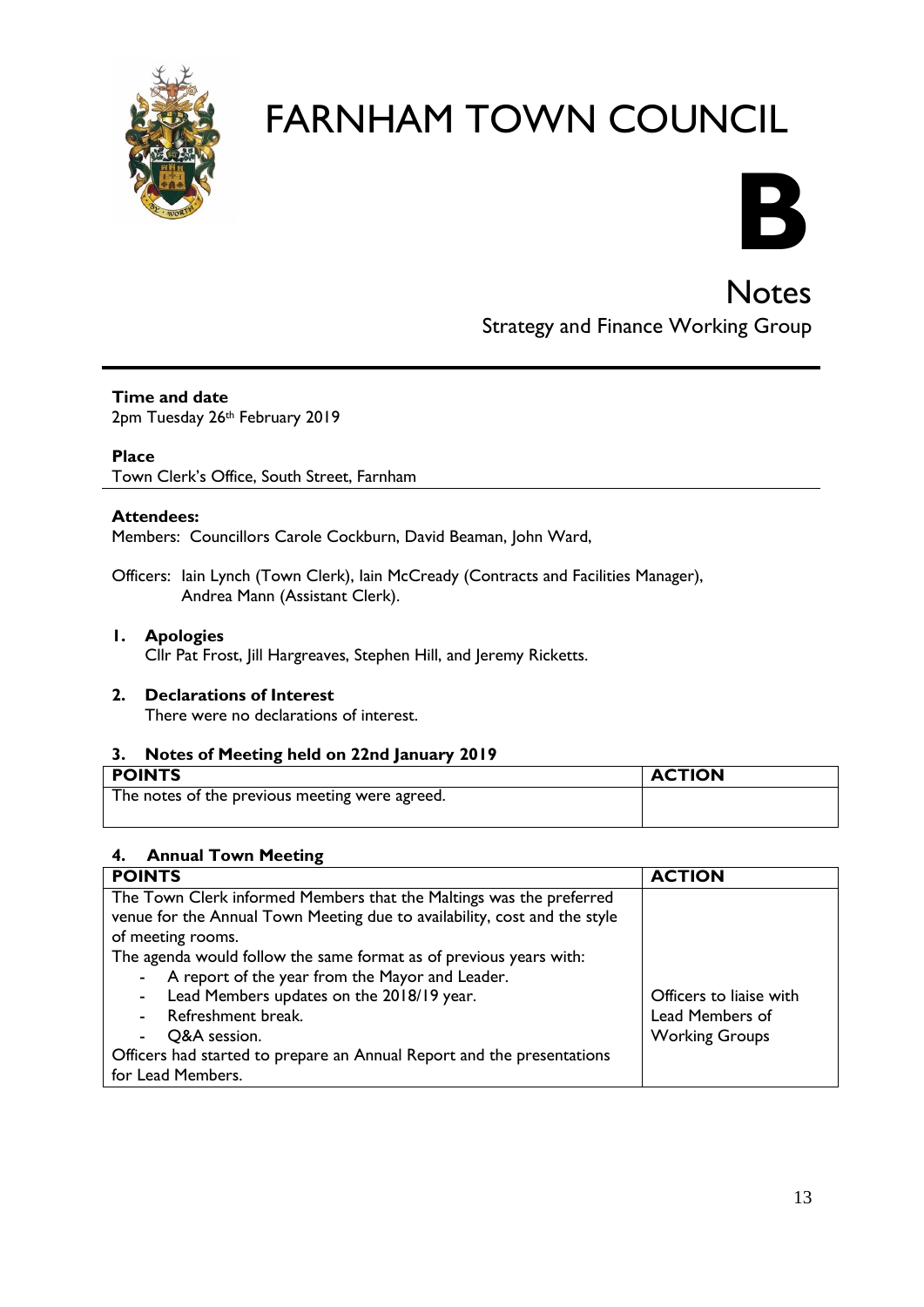# FARNHAM TOWN COUNCIL

**B**

## Notes

Strategy and Finance Working Group

**Time and date**
2pm Tuesday 26th February 2019

**Place**
Town Clerk's Office, South Street, Farnham

**Attendees:**
Members: Councillors Carole Cockburn, David Beaman, John Ward,

Officers: Iain Lynch (Town Clerk), Iain McCready (Contracts and Facilities Manager), Andrea Mann (Assistant Clerk).

### 1. Apologies

Cllr Pat Frost, Jill Hargreaves, Stephen Hill, and Jeremy Ricketts.

### 2. Declarations of Interest

There were no declarations of interest.

### 3. Notes of Meeting held on 22nd January 2019

| POINTS | ACTION |
|---|---|
| The notes of the previous meeting were agreed. | |

### 4. Annual Town Meeting

| POINTS | ACTION |
|---|---|
| The Town Clerk informed Members that the Maltings was the preferred venue for the Annual Town Meeting due to availability, cost and the style of meeting rooms.<br>The agenda would follow the same format as of previous years with:<br>- A report of the year from the Mayor and Leader.<br>- Lead Members updates on the 2018/19 year.<br>- Refreshment break.<br>- Q&A session.<br>Officers had started to prepare an Annual Report and the presentations for Lead Members. | Officers to liaise with Lead Members of Working Groups |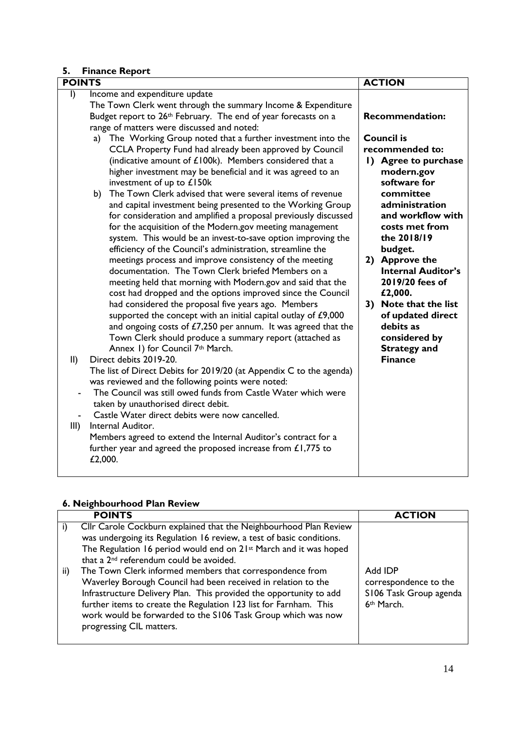## 5. Finance Report

| POINTS | ACTION |
|---|---|
| I) Income and expenditure update<br>The Town Clerk went through the summary Income & Expenditure Budget report to 26th February. The end of year forecasts on a range of matters were discussed and noted:<br>a) The Working Group noted that a further investment into the CCLA Property Fund had already been approved by Council (indicative amount of £100k). Members considered that a higher investment may be beneficial and it was agreed to an investment of up to £150k<br>b) The Town Clerk advised that were several items of revenue and capital investment being presented to the Working Group for consideration and amplified a proposal previously discussed for the acquisition of the Modern.gov meeting management system. This would be an invest-to-save option improving the efficiency of the Council's administration, streamline the meetings process and improve consistency of the meeting documentation. The Town Clerk briefed Members on a meeting held that morning with Modern.gov and said that the cost had dropped and the options improved since the Council had considered the proposal five years ago. Members supported the concept with an initial capital outlay of £9,000 and ongoing costs of £7,250 per annum. It was agreed that the Town Clerk should produce a summary report (attached as Annex 1) for Council 7th March.<br>II) Direct debits 2019-20.<br>The list of Direct Debits for 2019/20 (at Appendix C to the agenda) was reviewed and the following points were noted:<br>- The Council was still owed funds from Castle Water which were taken by unauthorised direct debit.<br>- Castle Water direct debits were now cancelled.<br>III) Internal Auditor.<br>Members agreed to extend the Internal Auditor's contract for a further year and agreed the proposed increase from £1,775 to £2,000. | **Recommendation:**<br><br>**Council is recommended to:**<br>**1) Agree to purchase modern.gov software for committee administration and workflow with costs met from the 2018/19 budget.**<br>**2) Approve the Internal Auditor's 2019/20 fees of £2,000.**<br>**3) Note that the list of updated direct debits as considered by Strategy and Finance** |

## 6. Neighbourhood Plan Review

| POINTS | ACTION |
|---|---|
| i) Cllr Carole Cockburn explained that the Neighbourhood Plan Review was undergoing its Regulation 16 review, a test of basic conditions. The Regulation 16 period would end on 21st March and it was hoped that a 2nd referendum could be avoided.<br>ii) The Town Clerk informed members that correspondence from Waverley Borough Council had been received in relation to the Infrastructure Delivery Plan. This provided the opportunity to add further items to create the Regulation 123 list for Farnham. This work would be forwarded to the S106 Task Group which was now progressing CIL matters. | Add IDP correspondence to the S106 Task Group agenda 6th March. |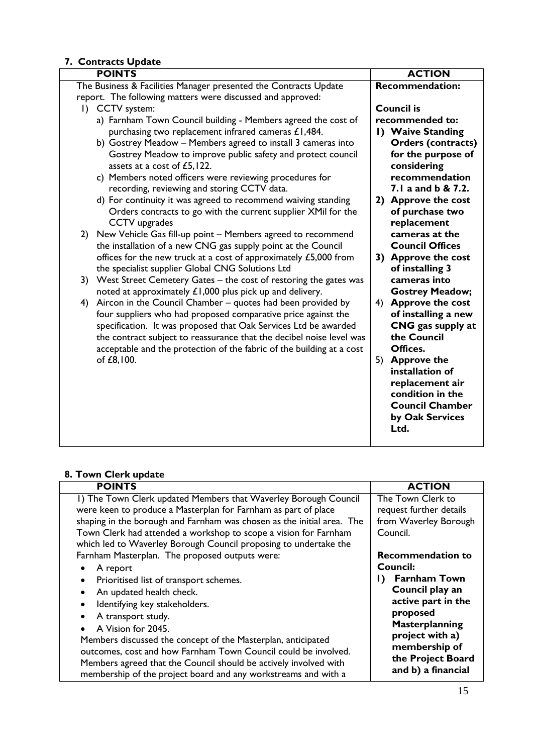### 7. Contracts Update

| POINTS | ACTION |
|---|---|
| The Business & Facilities Manager presented the Contracts Update report. The following matters were discussed and approved:<br>1) CCTV system:<br>a) Farnham Town Council building - Members agreed the cost of purchasing two replacement infrared cameras £1,484.<br>b) Gostrey Meadow – Members agreed to install 3 cameras into Gostrey Meadow to improve public safety and protect council assets at a cost of £5,122.<br>c) Members noted officers were reviewing procedures for recording, reviewing and storing CCTV data.<br>d) For continuity it was agreed to recommend waiving standing Orders contracts to go with the current supplier XMil for the CCTV upgrades<br>2) New Vehicle Gas fill-up point – Members agreed to recommend the installation of a new CNG gas supply point at the Council offices for the new truck at a cost of approximately £5,000 from the specialist supplier Global CNG Solutions Ltd<br>3) West Street Cemetery Gates – the cost of restoring the gates was noted at approximately £1,000 plus pick up and delivery.<br>4) Aircon in the Council Chamber – quotes had been provided by four suppliers who had proposed comparative price against the specification. It was proposed that Oak Services Ltd be awarded the contract subject to reassurance that the decibel noise level was acceptable and the protection of the fabric of the building at a cost of £8,100. | **Recommendation:**<br><br>**Council is recommended to:**<br>**1) Waive Standing Orders (contracts) for the purpose of considering recommendation 7.1 a and b & 7.2.**<br>**2) Approve the cost of purchase two replacement cameras at the Council Offices**<br>**3) Approve the cost of installing 3 cameras into Gostrey Meadow;**<br>**4) Approve the cost of installing a new CNG gas supply at the Council Offices.**<br>**5) Approve the installation of replacement air condition in the Council Chamber by Oak Services Ltd.** |

### 8. Town Clerk update

| POINTS | ACTION |
|---|---|
| 1) The Town Clerk updated Members that Waverley Borough Council were keen to produce a Masterplan for Farnham as part of place shaping in the borough and Farnham was chosen as the initial area. The Town Clerk had attended a workshop to scope a vision for Farnham which led to Waverley Borough Council proposing to undertake the Farnham Masterplan. The proposed outputs were:<br>• A report<br>• Prioritised list of transport schemes.<br>• An updated health check.<br>• Identifying key stakeholders.<br>• A transport study.<br>• A Vision for 2045.<br>Members discussed the concept of the Masterplan, anticipated outcomes, cost and how Farnham Town Council could be involved. Members agreed that the Council should be actively involved with membership of the project board and any workstreams and with a | The Town Clerk to request further details from Waverley Borough Council.<br><br>**Recommendation to Council:**<br>**1) Farnham Town Council play an active part in the proposed Masterplanning project with a) membership of the Project Board and b) a financial** |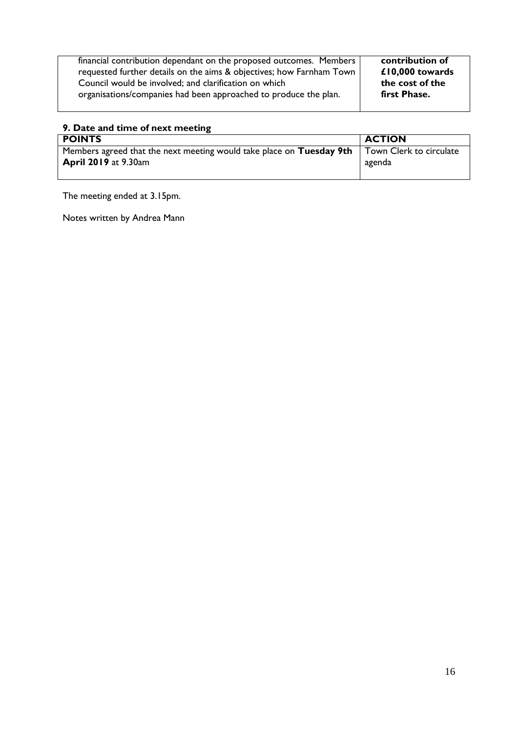| | |
|---|---|
| financial contribution dependant on the proposed outcomes. Members requested further details on the aims & objectives; how Farnham Town Council would be involved; and clarification on which organisations/companies had been approached to produce the plan. | **contribution of £10,000 towards the cost of the first Phase.** |

### 9. Date and time of next meeting

| POINTS | ACTION |
|---|---|
| Members agreed that the next meeting would take place on **Tuesday 9th April 2019** at 9.30am | Town Clerk to circulate agenda |

The meeting ended at 3.15pm.

Notes written by Andrea Mann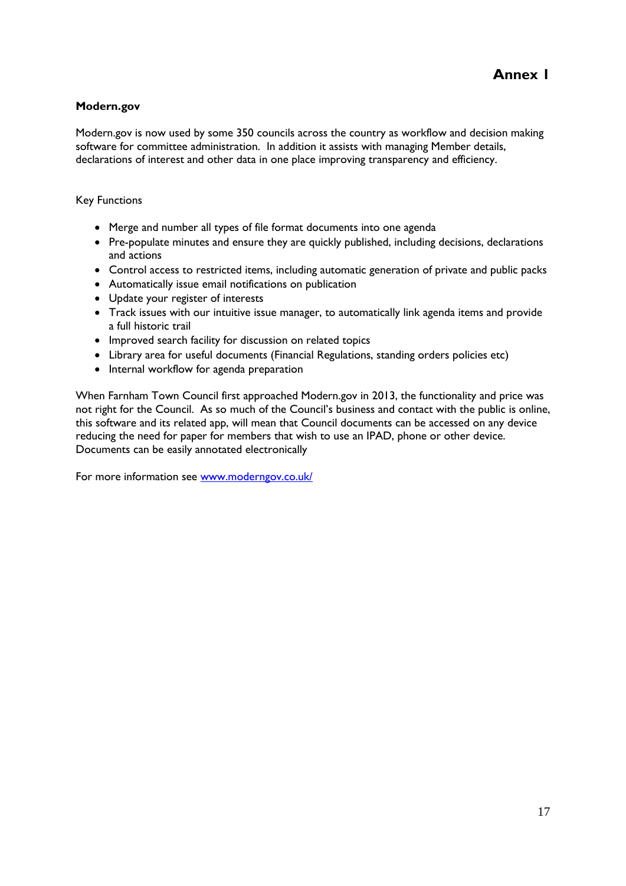# Annex 1

**Modern.gov**

Modern.gov is now used by some 350 councils across the country as workflow and decision making software for committee administration. In addition it assists with managing Member details, declarations of interest and other data in one place improving transparency and efficiency.

Key Functions

- Merge and number all types of file format documents into one agenda
- Pre-populate minutes and ensure they are quickly published, including decisions, declarations and actions
- Control access to restricted items, including automatic generation of private and public packs
- Automatically issue email notifications on publication
- Update your register of interests
- Track issues with our intuitive issue manager, to automatically link agenda items and provide a full historic trail
- Improved search facility for discussion on related topics
- Library area for useful documents (Financial Regulations, standing orders policies etc)
- Internal workflow for agenda preparation

When Farnham Town Council first approached Modern.gov in 2013, the functionality and price was not right for the Council. As so much of the Council's business and contact with the public is online, this software and its related app, will mean that Council documents can be accessed on any device reducing the need for paper for members that wish to use an IPAD, phone or other device. Documents can be easily annotated electronically

For more information see [www.moderngov.co.uk/](http://www.moderngov.co.uk/)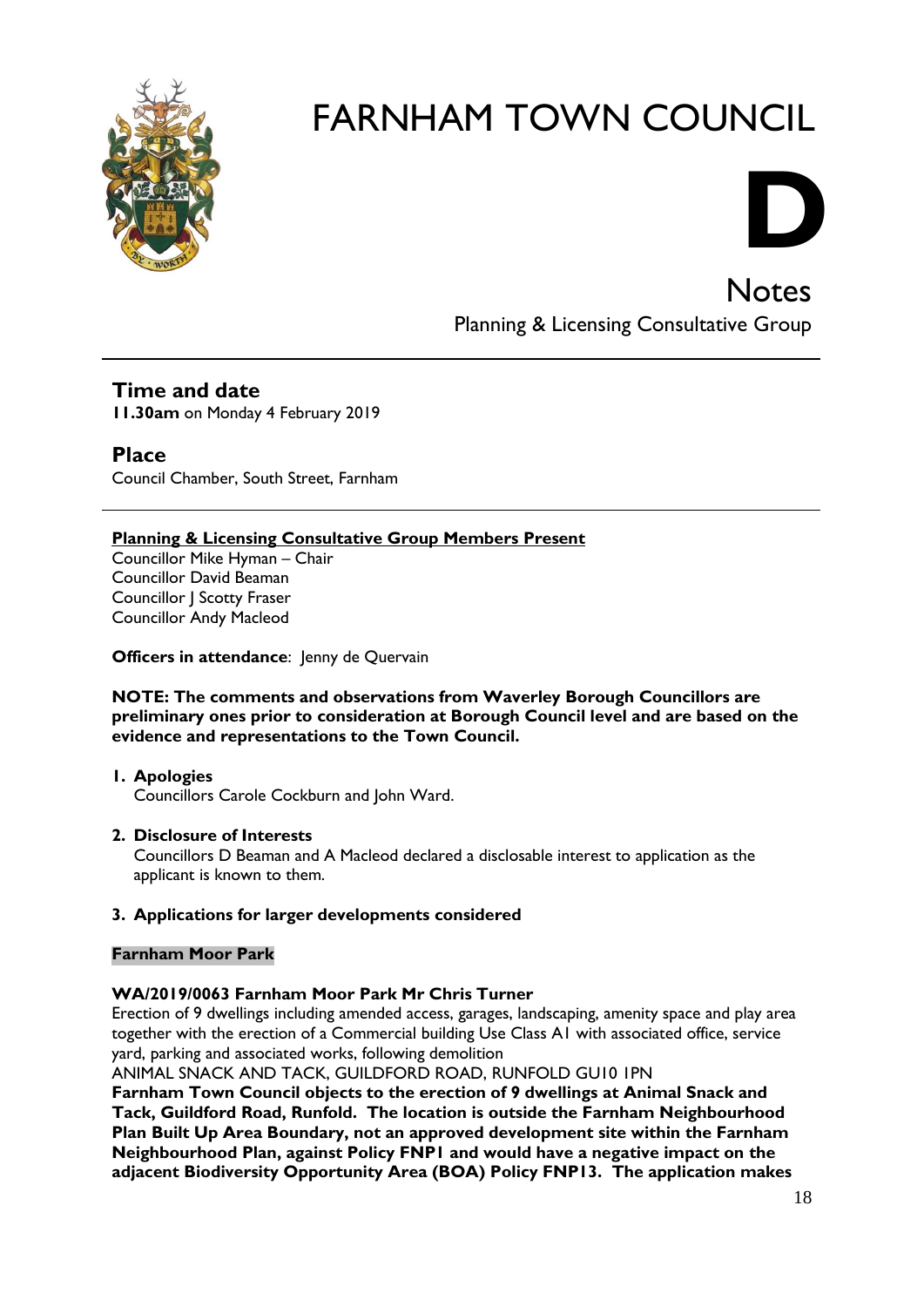# FARNHAM TOWN COUNCIL

**D**

## Notes

Planning & Licensing Consultative Group

---

### Time and date

**11.30am** on Monday 4 February 2019

### Place

Council Chamber, South Street, Farnham

---

**Planning & Licensing Consultative Group Members Present**

Councillor Mike Hyman – Chair
Councillor David Beaman
Councillor J Scotty Fraser
Councillor Andy Macleod

**Officers in attendance**: Jenny de Quervain

**NOTE: The comments and observations from Waverley Borough Councillors are preliminary ones prior to consideration at Borough Council level and are based on the evidence and representations to the Town Council.**

1. **Apologies**
   Councillors Carole Cockburn and John Ward.

2. **Disclosure of Interests**
   Councillors D Beaman and A Macleod declared a disclosable interest to application as the applicant is known to them.

3. **Applications for larger developments considered**

**Farnham Moor Park**

**WA/2019/0063 Farnham Moor Park Mr Chris Turner**
Erection of 9 dwellings including amended access, garages, landscaping, amenity space and play area together with the erection of a Commercial building Use Class A1 with associated office, service yard, parking and associated works, following demolition
ANIMAL SNACK AND TACK, GUILDFORD ROAD, RUNFOLD GU10 1PN
**Farnham Town Council objects to the erection of 9 dwellings at Animal Snack and Tack, Guildford Road, Runfold. The location is outside the Farnham Neighbourhood Plan Built Up Area Boundary, not an approved development site within the Farnham Neighbourhood Plan, against Policy FNP1 and would have a negative impact on the adjacent Biodiversity Opportunity Area (BOA) Policy FNP13. The application makes**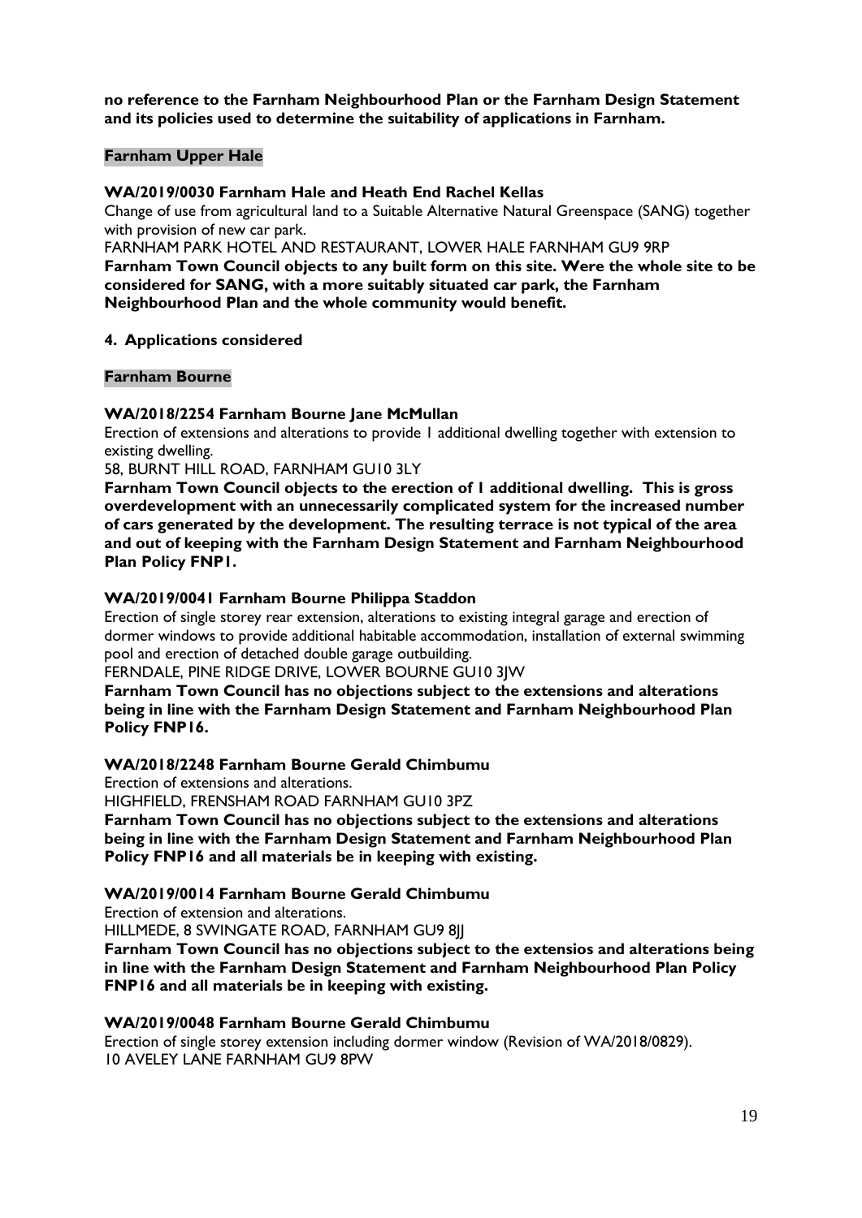**no reference to the Farnham Neighbourhood Plan or the Farnham Design Statement and its policies used to determine the suitability of applications in Farnham.**

**Farnham Upper Hale**

**WA/2019/0030 Farnham Hale and Heath End Rachel Kellas**

Change of use from agricultural land to a Suitable Alternative Natural Greenspace (SANG) together with provision of new car park.

FARNHAM PARK HOTEL AND RESTAURANT, LOWER HALE FARNHAM GU9 9RP

**Farnham Town Council objects to any built form on this site. Were the whole site to be considered for SANG, with a more suitably situated car park, the Farnham Neighbourhood Plan and the whole community would benefit.**

**4. Applications considered**

**Farnham Bourne**

**WA/2018/2254 Farnham Bourne Jane McMullan**

Erection of extensions and alterations to provide 1 additional dwelling together with extension to existing dwelling.

58, BURNT HILL ROAD, FARNHAM GU10 3LY

**Farnham Town Council objects to the erection of 1 additional dwelling. This is gross overdevelopment with an unnecessarily complicated system for the increased number of cars generated by the development. The resulting terrace is not typical of the area and out of keeping with the Farnham Design Statement and Farnham Neighbourhood Plan Policy FNP1.**

**WA/2019/0041 Farnham Bourne Philippa Staddon**

Erection of single storey rear extension, alterations to existing integral garage and erection of dormer windows to provide additional habitable accommodation, installation of external swimming pool and erection of detached double garage outbuilding.

FERNDALE, PINE RIDGE DRIVE, LOWER BOURNE GU10 3JW

**Farnham Town Council has no objections subject to the extensions and alterations being in line with the Farnham Design Statement and Farnham Neighbourhood Plan Policy FNP16.**

**WA/2018/2248 Farnham Bourne Gerald Chimbumu**

Erection of extensions and alterations.

HIGHFIELD, FRENSHAM ROAD FARNHAM GU10 3PZ

**Farnham Town Council has no objections subject to the extensions and alterations being in line with the Farnham Design Statement and Farnham Neighbourhood Plan Policy FNP16 and all materials be in keeping with existing.**

**WA/2019/0014 Farnham Bourne Gerald Chimbumu**

Erection of extension and alterations.

HILLMEDE, 8 SWINGATE ROAD, FARNHAM GU9 8JJ

**Farnham Town Council has no objections subject to the extensios and alterations being in line with the Farnham Design Statement and Farnham Neighbourhood Plan Policy FNP16 and all materials be in keeping with existing.**

**WA/2019/0048 Farnham Bourne Gerald Chimbumu**

Erection of single storey extension including dormer window (Revision of WA/2018/0829).

10 AVELEY LANE FARNHAM GU9 8PW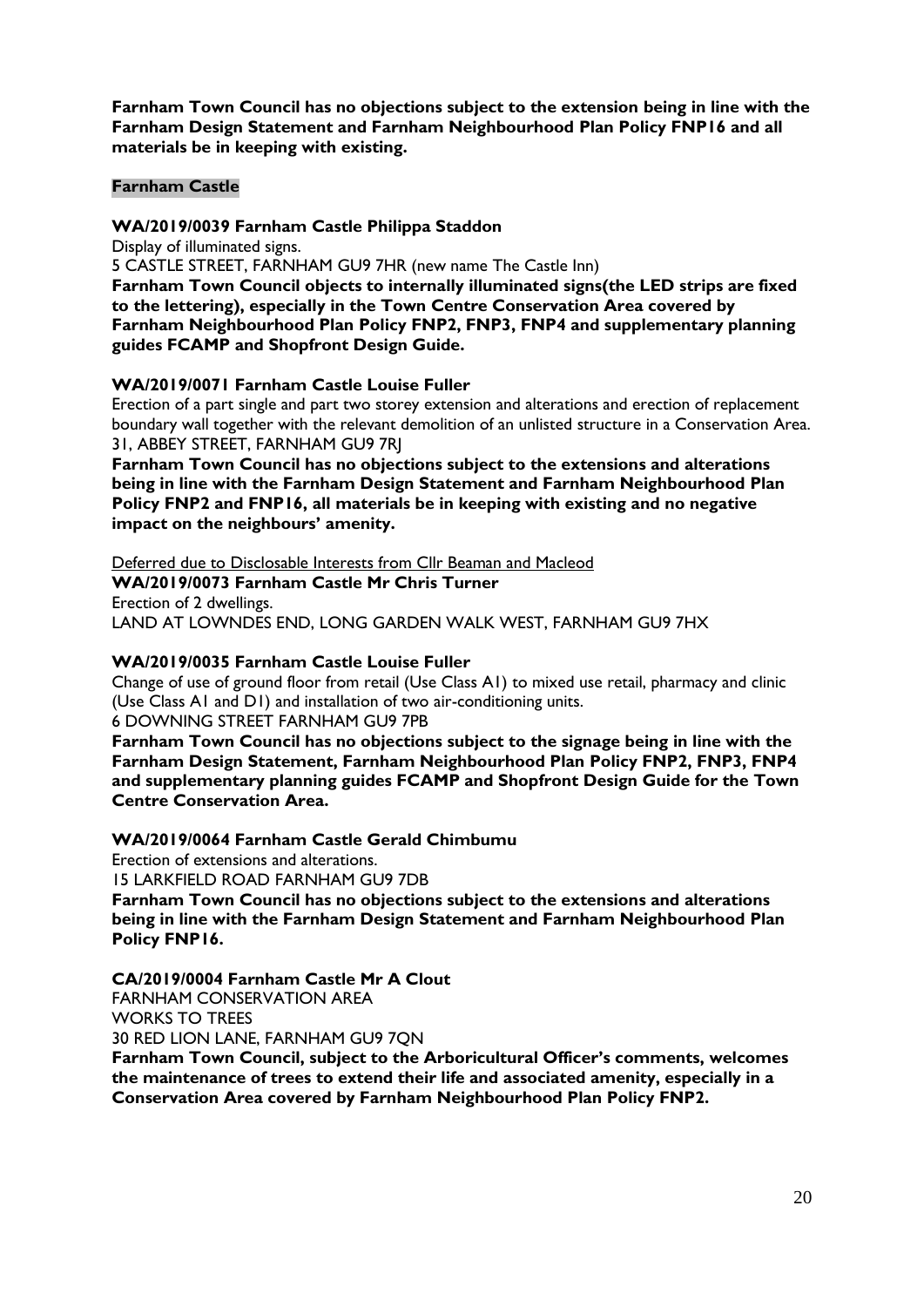**Farnham Town Council has no objections subject to the extension being in line with the Farnham Design Statement and Farnham Neighbourhood Plan Policy FNP16 and all materials be in keeping with existing.**

**Farnham Castle**

**WA/2019/0039 Farnham Castle Philippa Staddon**

Display of illuminated signs.

5 CASTLE STREET, FARNHAM GU9 7HR (new name The Castle Inn)

**Farnham Town Council objects to internally illuminated signs(the LED strips are fixed to the lettering), especially in the Town Centre Conservation Area covered by Farnham Neighbourhood Plan Policy FNP2, FNP3, FNP4 and supplementary planning guides FCAMP and Shopfront Design Guide.**

**WA/2019/0071 Farnham Castle Louise Fuller**

Erection of a part single and part two storey extension and alterations and erection of replacement boundary wall together with the relevant demolition of an unlisted structure in a Conservation Area.

31, ABBEY STREET, FARNHAM GU9 7RJ

**Farnham Town Council has no objections subject to the extensions and alterations being in line with the Farnham Design Statement and Farnham Neighbourhood Plan Policy FNP2 and FNP16, all materials be in keeping with existing and no negative impact on the neighbours' amenity.**

Deferred due to Disclosable Interests from Cllr Beaman and Macleod

**WA/2019/0073 Farnham Castle Mr Chris Turner**

Erection of 2 dwellings.

LAND AT LOWNDES END, LONG GARDEN WALK WEST, FARNHAM GU9 7HX

**WA/2019/0035 Farnham Castle Louise Fuller**

Change of use of ground floor from retail (Use Class A1) to mixed use retail, pharmacy and clinic (Use Class A1 and D1) and installation of two air-conditioning units.

6 DOWNING STREET FARNHAM GU9 7PB

**Farnham Town Council has no objections subject to the signage being in line with the Farnham Design Statement, Farnham Neighbourhood Plan Policy FNP2, FNP3, FNP4 and supplementary planning guides FCAMP and Shopfront Design Guide for the Town Centre Conservation Area.**

**WA/2019/0064 Farnham Castle Gerald Chimbumu**

Erection of extensions and alterations.

15 LARKFIELD ROAD FARNHAM GU9 7DB

**Farnham Town Council has no objections subject to the extensions and alterations being in line with the Farnham Design Statement and Farnham Neighbourhood Plan Policy FNP16.**

**CA/2019/0004 Farnham Castle Mr A Clout**

FARNHAM CONSERVATION AREA

WORKS TO TREES

30 RED LION LANE, FARNHAM GU9 7QN

**Farnham Town Council, subject to the Arboricultural Officer's comments, welcomes the maintenance of trees to extend their life and associated amenity, especially in a Conservation Area covered by Farnham Neighbourhood Plan Policy FNP2.**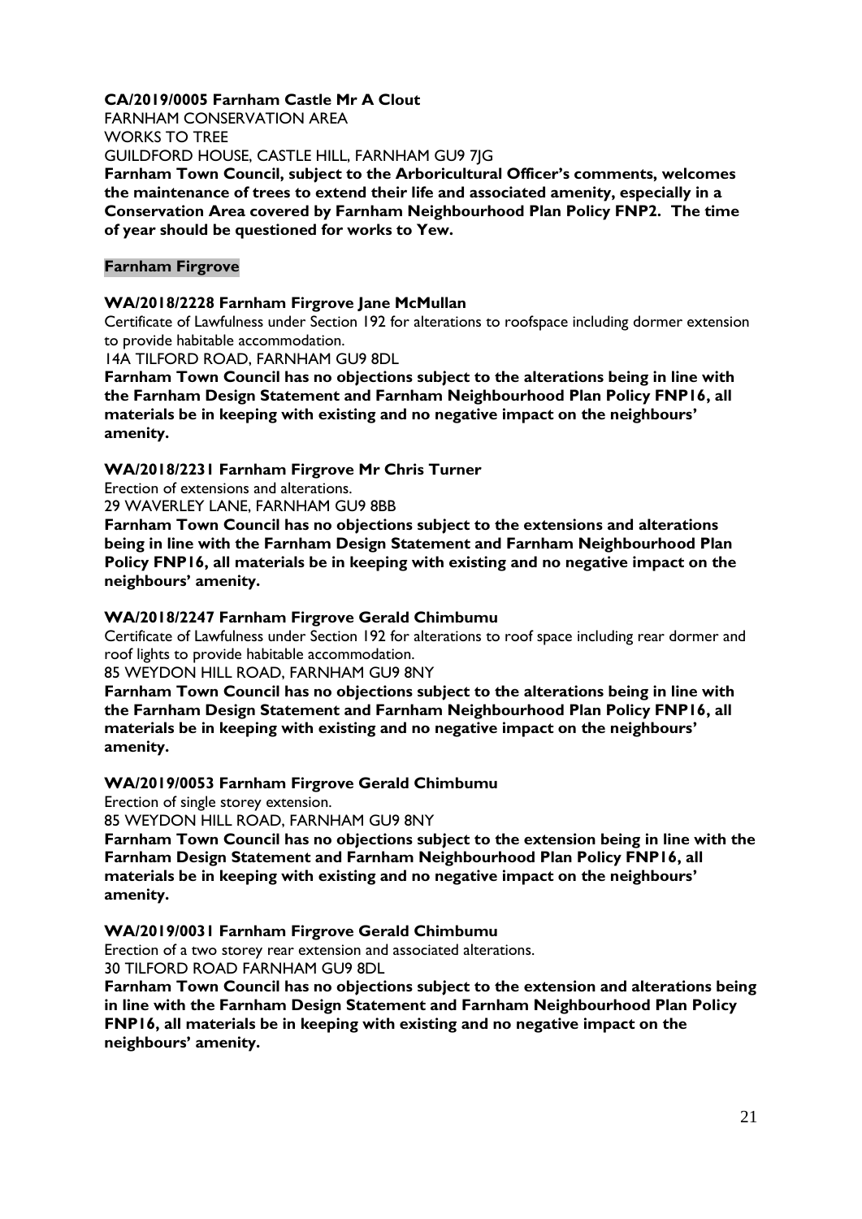**CA/2019/0005 Farnham Castle Mr A Clout**
FARNHAM CONSERVATION AREA
WORKS TO TREE
GUILDFORD HOUSE, CASTLE HILL, FARNHAM GU9 7JG
**Farnham Town Council, subject to the Arboricultural Officer's comments, welcomes the maintenance of trees to extend their life and associated amenity, especially in a Conservation Area covered by Farnham Neighbourhood Plan Policy FNP2. The time of year should be questioned for works to Yew.**

**Farnham Firgrove**

**WA/2018/2228 Farnham Firgrove Jane McMullan**
Certificate of Lawfulness under Section 192 for alterations to roofspace including dormer extension to provide habitable accommodation.
14A TILFORD ROAD, FARNHAM GU9 8DL
**Farnham Town Council has no objections subject to the alterations being in line with the Farnham Design Statement and Farnham Neighbourhood Plan Policy FNP16, all materials be in keeping with existing and no negative impact on the neighbours' amenity.**

**WA/2018/2231 Farnham Firgrove Mr Chris Turner**
Erection of extensions and alterations.
29 WAVERLEY LANE, FARNHAM GU9 8BB
**Farnham Town Council has no objections subject to the extensions and alterations being in line with the Farnham Design Statement and Farnham Neighbourhood Plan Policy FNP16, all materials be in keeping with existing and no negative impact on the neighbours' amenity.**

**WA/2018/2247 Farnham Firgrove Gerald Chimbumu**
Certificate of Lawfulness under Section 192 for alterations to roof space including rear dormer and roof lights to provide habitable accommodation.
85 WEYDON HILL ROAD, FARNHAM GU9 8NY
**Farnham Town Council has no objections subject to the alterations being in line with the Farnham Design Statement and Farnham Neighbourhood Plan Policy FNP16, all materials be in keeping with existing and no negative impact on the neighbours' amenity.**

**WA/2019/0053 Farnham Firgrove Gerald Chimbumu**
Erection of single storey extension.
85 WEYDON HILL ROAD, FARNHAM GU9 8NY
**Farnham Town Council has no objections subject to the extension being in line with the Farnham Design Statement and Farnham Neighbourhood Plan Policy FNP16, all materials be in keeping with existing and no negative impact on the neighbours' amenity.**

**WA/2019/0031 Farnham Firgrove Gerald Chimbumu**
Erection of a two storey rear extension and associated alterations.
30 TILFORD ROAD FARNHAM GU9 8DL
**Farnham Town Council has no objections subject to the extension and alterations being in line with the Farnham Design Statement and Farnham Neighbourhood Plan Policy FNP16, all materials be in keeping with existing and no negative impact on the neighbours' amenity.**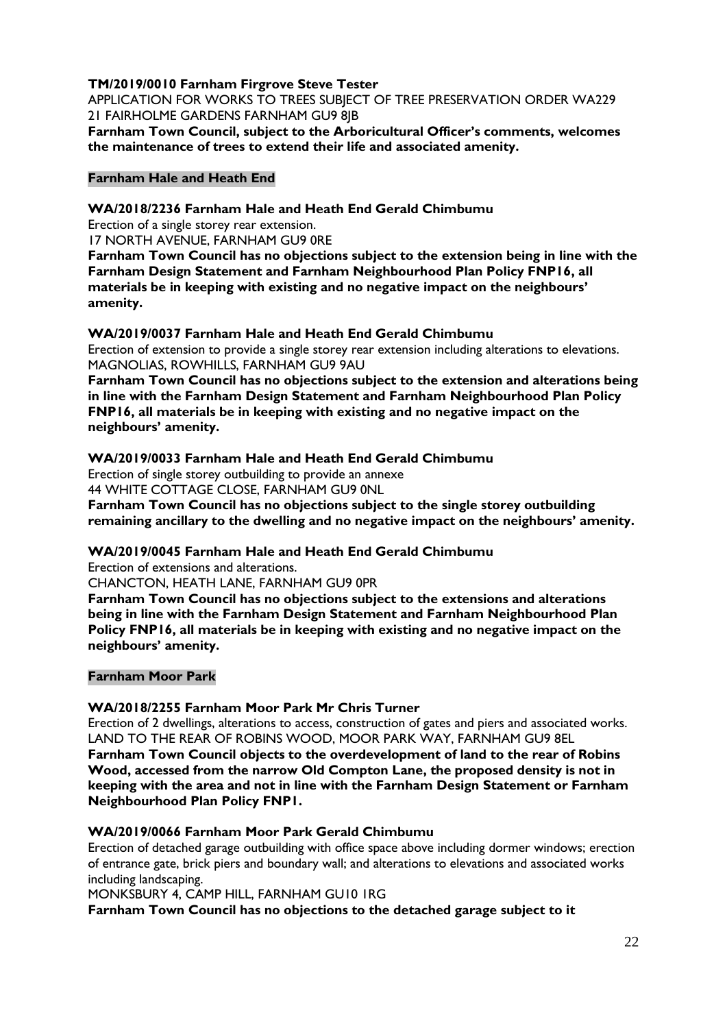**TM/2019/0010 Farnham Firgrove Steve Tester**
APPLICATION FOR WORKS TO TREES SUBJECT OF TREE PRESERVATION ORDER WA229
21 FAIRHOLME GARDENS FARNHAM GU9 8JB
**Farnham Town Council, subject to the Arboricultural Officer's comments, welcomes the maintenance of trees to extend their life and associated amenity.**

### Farnham Hale and Heath End

**WA/2018/2236 Farnham Hale and Heath End Gerald Chimbumu**
Erection of a single storey rear extension.
17 NORTH AVENUE, FARNHAM GU9 0RE
**Farnham Town Council has no objections subject to the extension being in line with the Farnham Design Statement and Farnham Neighbourhood Plan Policy FNP16, all materials be in keeping with existing and no negative impact on the neighbours' amenity.**

**WA/2019/0037 Farnham Hale and Heath End Gerald Chimbumu**
Erection of extension to provide a single storey rear extension including alterations to elevations.
MAGNOLIAS, ROWHILLS, FARNHAM GU9 9AU
**Farnham Town Council has no objections subject to the extension and alterations being in line with the Farnham Design Statement and Farnham Neighbourhood Plan Policy FNP16, all materials be in keeping with existing and no negative impact on the neighbours' amenity.**

**WA/2019/0033 Farnham Hale and Heath End Gerald Chimbumu**
Erection of single storey outbuilding to provide an annexe
44 WHITE COTTAGE CLOSE, FARNHAM GU9 0NL
**Farnham Town Council has no objections subject to the single storey outbuilding remaining ancillary to the dwelling and no negative impact on the neighbours' amenity.**

**WA/2019/0045 Farnham Hale and Heath End Gerald Chimbumu**
Erection of extensions and alterations.
CHANCTON, HEATH LANE, FARNHAM GU9 0PR
**Farnham Town Council has no objections subject to the extensions and alterations being in line with the Farnham Design Statement and Farnham Neighbourhood Plan Policy FNP16, all materials be in keeping with existing and no negative impact on the neighbours' amenity.**

### Farnham Moor Park

**WA/2018/2255 Farnham Moor Park Mr Chris Turner**
Erection of 2 dwellings, alterations to access, construction of gates and piers and associated works.
LAND TO THE REAR OF ROBINS WOOD, MOOR PARK WAY, FARNHAM GU9 8EL
**Farnham Town Council objects to the overdevelopment of land to the rear of Robins Wood, accessed from the narrow Old Compton Lane, the proposed density is not in keeping with the area and not in line with the Farnham Design Statement or Farnham Neighbourhood Plan Policy FNP1.**

**WA/2019/0066 Farnham Moor Park Gerald Chimbumu**
Erection of detached garage outbuilding with office space above including dormer windows; erection of entrance gate, brick piers and boundary wall; and alterations to elevations and associated works including landscaping.
MONKSBURY 4, CAMP HILL, FARNHAM GU10 1RG
**Farnham Town Council has no objections to the detached garage subject to it**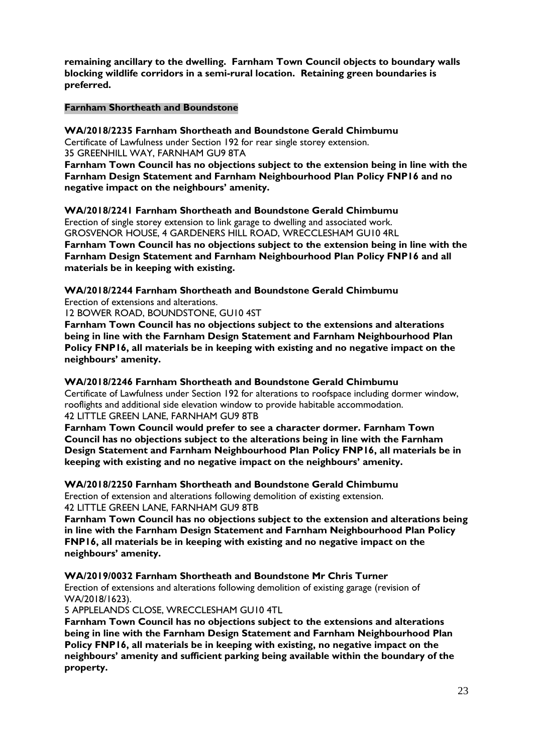**remaining ancillary to the dwelling. Farnham Town Council objects to boundary walls blocking wildlife corridors in a semi-rural location. Retaining green boundaries is preferred.**

**Farnham Shortheath and Boundstone**

**WA/2018/2235 Farnham Shortheath and Boundstone Gerald Chimbumu**
Certificate of Lawfulness under Section 192 for rear single storey extension.
35 GREENHILL WAY, FARNHAM GU9 8TA
**Farnham Town Council has no objections subject to the extension being in line with the Farnham Design Statement and Farnham Neighbourhood Plan Policy FNP16 and no negative impact on the neighbours' amenity.**

**WA/2018/2241 Farnham Shortheath and Boundstone Gerald Chimbumu**
Erection of single storey extension to link garage to dwelling and associated work.
GROSVENOR HOUSE, 4 GARDENERS HILL ROAD, WRECCLESHAM GU10 4RL
**Farnham Town Council has no objections subject to the extension being in line with the Farnham Design Statement and Farnham Neighbourhood Plan Policy FNP16 and all materials be in keeping with existing.**

**WA/2018/2244 Farnham Shortheath and Boundstone Gerald Chimbumu**
Erection of extensions and alterations.
12 BOWER ROAD, BOUNDSTONE, GU10 4ST
**Farnham Town Council has no objections subject to the extensions and alterations being in line with the Farnham Design Statement and Farnham Neighbourhood Plan Policy FNP16, all materials be in keeping with existing and no negative impact on the neighbours' amenity.**

**WA/2018/2246 Farnham Shortheath and Boundstone Gerald Chimbumu**
Certificate of Lawfulness under Section 192 for alterations to roofspace including dormer window, rooflights and additional side elevation window to provide habitable accommodation.
42 LITTLE GREEN LANE, FARNHAM GU9 8TB
**Farnham Town Council would prefer to see a character dormer. Farnham Town Council has no objections subject to the alterations being in line with the Farnham Design Statement and Farnham Neighbourhood Plan Policy FNP16, all materials be in keeping with existing and no negative impact on the neighbours' amenity.**

**WA/2018/2250 Farnham Shortheath and Boundstone Gerald Chimbumu**
Erection of extension and alterations following demolition of existing extension.
42 LITTLE GREEN LANE, FARNHAM GU9 8TB
**Farnham Town Council has no objections subject to the extension and alterations being in line with the Farnham Design Statement and Farnham Neighbourhood Plan Policy FNP16, all materials be in keeping with existing and no negative impact on the neighbours' amenity.**

**WA/2019/0032 Farnham Shortheath and Boundstone Mr Chris Turner**
Erection of extensions and alterations following demolition of existing garage (revision of WA/2018/1623).
5 APPLELANDS CLOSE, WRECCLESHAM GU10 4TL
**Farnham Town Council has no objections subject to the extensions and alterations being in line with the Farnham Design Statement and Farnham Neighbourhood Plan Policy FNP16, all materials be in keeping with existing, no negative impact on the neighbours' amenity and sufficient parking being available within the boundary of the property.**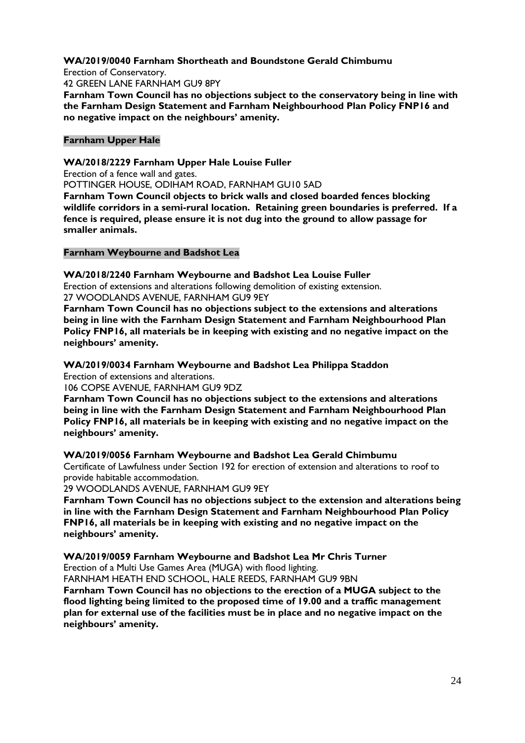**WA/2019/0040 Farnham Shortheath and Boundstone Gerald Chimbumu**

Erection of Conservatory.

42 GREEN LANE FARNHAM GU9 8PY

**Farnham Town Council has no objections subject to the conservatory being in line with the Farnham Design Statement and Farnham Neighbourhood Plan Policy FNP16 and no negative impact on the neighbours' amenity.**

**Farnham Upper Hale**

**WA/2018/2229 Farnham Upper Hale Louise Fuller**

Erection of a fence wall and gates.

POTTINGER HOUSE, ODIHAM ROAD, FARNHAM GU10 5AD

**Farnham Town Council objects to brick walls and closed boarded fences blocking wildlife corridors in a semi-rural location. Retaining green boundaries is preferred. If a fence is required, please ensure it is not dug into the ground to allow passage for smaller animals.**

**Farnham Weybourne and Badshot Lea**

**WA/2018/2240 Farnham Weybourne and Badshot Lea Louise Fuller**

Erection of extensions and alterations following demolition of existing extension.

27 WOODLANDS AVENUE, FARNHAM GU9 9EY

**Farnham Town Council has no objections subject to the extensions and alterations being in line with the Farnham Design Statement and Farnham Neighbourhood Plan Policy FNP16, all materials be in keeping with existing and no negative impact on the neighbours' amenity.**

**WA/2019/0034 Farnham Weybourne and Badshot Lea Philippa Staddon**

Erection of extensions and alterations.

106 COPSE AVENUE, FARNHAM GU9 9DZ

**Farnham Town Council has no objections subject to the extensions and alterations being in line with the Farnham Design Statement and Farnham Neighbourhood Plan Policy FNP16, all materials be in keeping with existing and no negative impact on the neighbours' amenity.**

**WA/2019/0056 Farnham Weybourne and Badshot Lea Gerald Chimbumu**

Certificate of Lawfulness under Section 192 for erection of extension and alterations to roof to provide habitable accommodation.

29 WOODLANDS AVENUE, FARNHAM GU9 9EY

**Farnham Town Council has no objections subject to the extension and alterations being in line with the Farnham Design Statement and Farnham Neighbourhood Plan Policy FNP16, all materials be in keeping with existing and no negative impact on the neighbours' amenity.**

**WA/2019/0059 Farnham Weybourne and Badshot Lea Mr Chris Turner**

Erection of a Multi Use Games Area (MUGA) with flood lighting.

FARNHAM HEATH END SCHOOL, HALE REEDS, FARNHAM GU9 9BN

**Farnham Town Council has no objections to the erection of a MUGA subject to the flood lighting being limited to the proposed time of 19.00 and a traffic management plan for external use of the facilities must be in place and no negative impact on the neighbours' amenity.**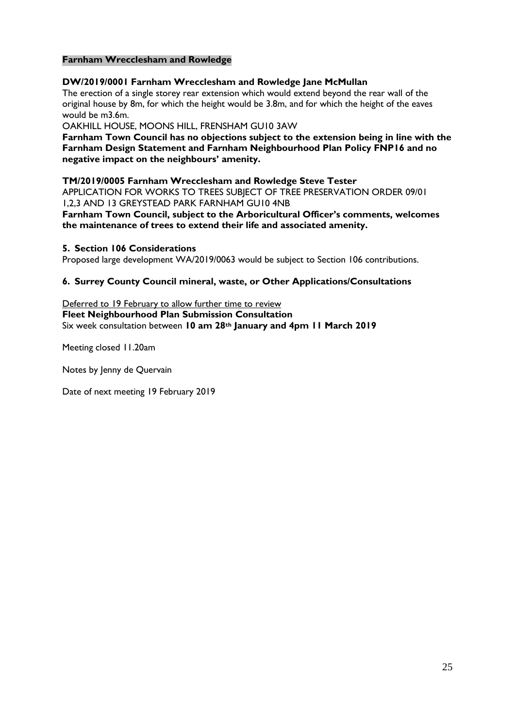**Farnham Wrecclesham and Rowledge**

**DW/2019/0001 Farnham Wrecclesham and Rowledge Jane McMullan**

The erection of a single storey rear extension which would extend beyond the rear wall of the original house by 8m, for which the height would be 3.8m, and for which the height of the eaves would be m3.6m.

OAKHILL HOUSE, MOONS HILL, FRENSHAM GU10 3AW

**Farnham Town Council has no objections subject to the extension being in line with the Farnham Design Statement and Farnham Neighbourhood Plan Policy FNP16 and no negative impact on the neighbours' amenity.**

**TM/2019/0005 Farnham Wrecclesham and Rowledge Steve Tester**

APPLICATION FOR WORKS TO TREES SUBJECT OF TREE PRESERVATION ORDER 09/01 1,2,3 AND 13 GREYSTEAD PARK FARNHAM GU10 4NB

**Farnham Town Council, subject to the Arboricultural Officer's comments, welcomes the maintenance of trees to extend their life and associated amenity.**

**5. Section 106 Considerations**

Proposed large development WA/2019/0063 would be subject to Section 106 contributions.

**6. Surrey County Council mineral, waste, or Other Applications/Consultations**

Deferred to 19 February to allow further time to review

**Fleet Neighbourhood Plan Submission Consultation**

Six week consultation between **10 am 28th January and 4pm 11 March 2019**

Meeting closed 11.20am

Notes by Jenny de Quervain

Date of next meeting 19 February 2019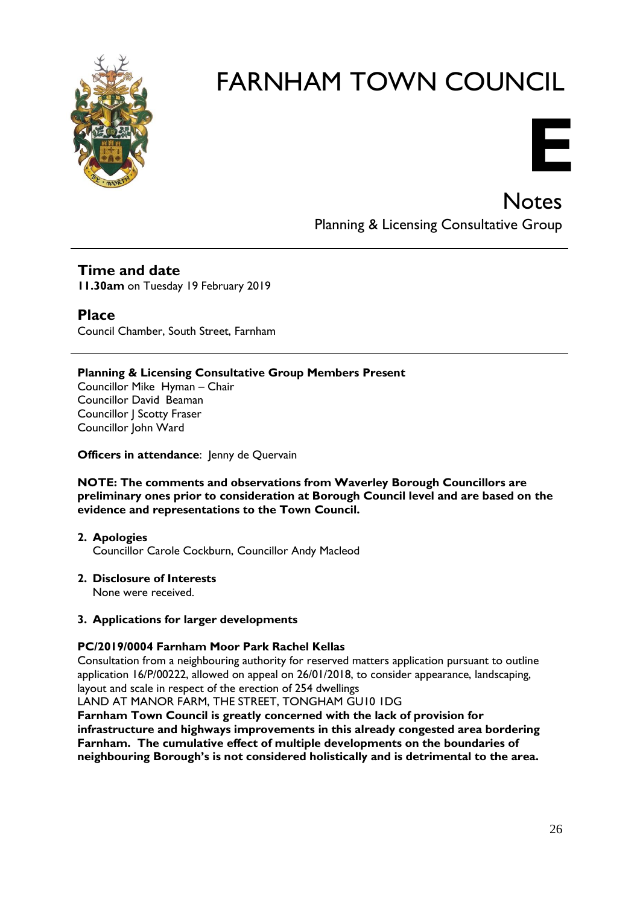# FARNHAM TOWN COUNCIL

**E**

## Notes

Planning & Licensing Consultative Group

---

## Time and date

**11.30am** on Tuesday 19 February 2019

## Place

Council Chamber, South Street, Farnham

---

**Planning & Licensing Consultative Group Members Present**
Councillor Mike Hyman – Chair
Councillor David Beaman
Councillor J Scotty Fraser
Councillor John Ward

**Officers in attendance**: Jenny de Quervain

**NOTE: The comments and observations from Waverley Borough Councillors are preliminary ones prior to consideration at Borough Council level and are based on the evidence and representations to the Town Council.**

2. **Apologies**
   Councillor Carole Cockburn, Councillor Andy Macleod

2. **Disclosure of Interests**
   None were received.

3. **Applications for larger developments**

**PC/2019/0004 Farnham Moor Park Rachel Kellas**
Consultation from a neighbouring authority for reserved matters application pursuant to outline application 16/P/00222, allowed on appeal on 26/01/2018, to consider appearance, landscaping, layout and scale in respect of the erection of 254 dwellings
LAND AT MANOR FARM, THE STREET, TONGHAM GU10 1DG
**Farnham Town Council is greatly concerned with the lack of provision for infrastructure and highways improvements in this already congested area bordering Farnham. The cumulative effect of multiple developments on the boundaries of neighbouring Borough's is not considered holistically and is detrimental to the area.**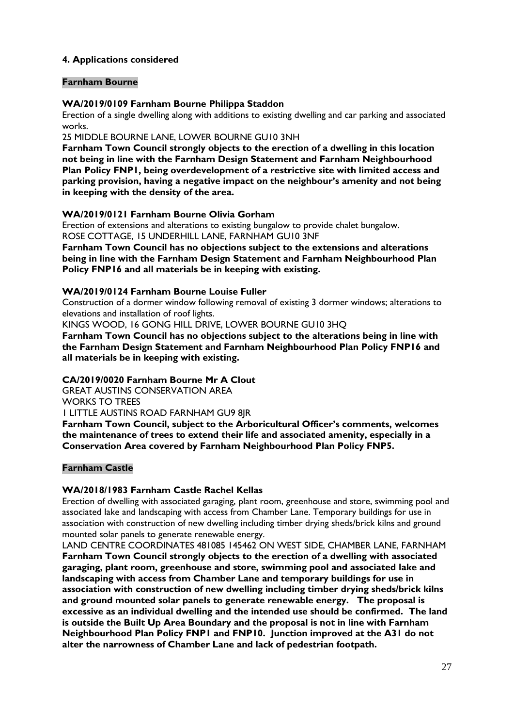## 4. Applications considered

### Farnham Bourne

**WA/2019/0109 Farnham Bourne Philippa Staddon**

Erection of a single dwelling along with additions to existing dwelling and car parking and associated works.

25 MIDDLE BOURNE LANE, LOWER BOURNE GU10 3NH

**Farnham Town Council strongly objects to the erection of a dwelling in this location not being in line with the Farnham Design Statement and Farnham Neighbourhood Plan Policy FNP1, being overdevelopment of a restrictive site with limited access and parking provision, having a negative impact on the neighbour's amenity and not being in keeping with the density of the area.**

**WA/2019/0121 Farnham Bourne Olivia Gorham**

Erection of extensions and alterations to existing bungalow to provide chalet bungalow.

ROSE COTTAGE, 15 UNDERHILL LANE, FARNHAM GU10 3NF

**Farnham Town Council has no objections subject to the extensions and alterations being in line with the Farnham Design Statement and Farnham Neighbourhood Plan Policy FNP16 and all materials be in keeping with existing.**

**WA/2019/0124 Farnham Bourne Louise Fuller**

Construction of a dormer window following removal of existing 3 dormer windows; alterations to elevations and installation of roof lights.

KINGS WOOD, 16 GONG HILL DRIVE, LOWER BOURNE GU10 3HQ

**Farnham Town Council has no objections subject to the alterations being in line with the Farnham Design Statement and Farnham Neighbourhood Plan Policy FNP16 and all materials be in keeping with existing.**

**CA/2019/0020 Farnham Bourne Mr A Clout**

GREAT AUSTINS CONSERVATION AREA

WORKS TO TREES

1 LITTLE AUSTINS ROAD FARNHAM GU9 8JR

**Farnham Town Council, subject to the Arboricultural Officer's comments, welcomes the maintenance of trees to extend their life and associated amenity, especially in a Conservation Area covered by Farnham Neighbourhood Plan Policy FNP5.**

### Farnham Castle

**WA/2018/1983 Farnham Castle Rachel Kellas**

Erection of dwelling with associated garaging, plant room, greenhouse and store, swimming pool and associated lake and landscaping with access from Chamber Lane. Temporary buildings for use in association with construction of new dwelling including timber drying sheds/brick kilns and ground mounted solar panels to generate renewable energy.

LAND CENTRE COORDINATES 481085 145462 ON WEST SIDE, CHAMBER LANE, FARNHAM

**Farnham Town Council strongly objects to the erection of a dwelling with associated garaging, plant room, greenhouse and store, swimming pool and associated lake and landscaping with access from Chamber Lane and temporary buildings for use in association with construction of new dwelling including timber drying sheds/brick kilns and ground mounted solar panels to generate renewable energy. The proposal is excessive as an individual dwelling and the intended use should be confirmed. The land is outside the Built Up Area Boundary and the proposal is not in line with Farnham Neighbourhood Plan Policy FNP1 and FNP10. Junction improved at the A31 do not alter the narrowness of Chamber Lane and lack of pedestrian footpath.**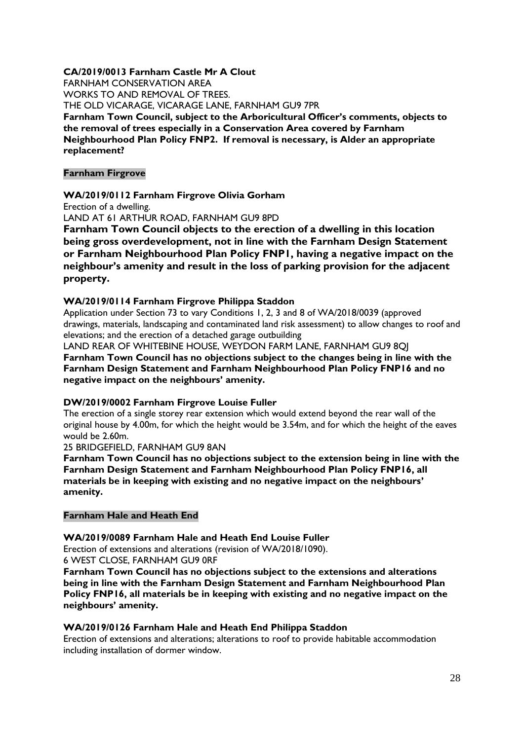**CA/2019/0013 Farnham Castle Mr A Clout**
FARNHAM CONSERVATION AREA
WORKS TO AND REMOVAL OF TREES.
THE OLD VICARAGE, VICARAGE LANE, FARNHAM GU9 7PR
**Farnham Town Council, subject to the Arboricultural Officer's comments, objects to the removal of trees especially in a Conservation Area covered by Farnham Neighbourhood Plan Policy FNP2. If removal is necessary, is Alder an appropriate replacement?**

**Farnham Firgrove**

**WA/2019/0112 Farnham Firgrove Olivia Gorham**
Erection of a dwelling.
LAND AT 61 ARTHUR ROAD, FARNHAM GU9 8PD
**Farnham Town Council objects to the erection of a dwelling in this location being gross overdevelopment, not in line with the Farnham Design Statement or Farnham Neighbourhood Plan Policy FNP1, having a negative impact on the neighbour's amenity and result in the loss of parking provision for the adjacent property.**

**WA/2019/0114 Farnham Firgrove Philippa Staddon**
Application under Section 73 to vary Conditions 1, 2, 3 and 8 of WA/2018/0039 (approved drawings, materials, landscaping and contaminated land risk assessment) to allow changes to roof and elevations; and the erection of a detached garage outbuilding
LAND REAR OF WHITEBINE HOUSE, WEYDON FARM LANE, FARNHAM GU9 8QJ
**Farnham Town Council has no objections subject to the changes being in line with the Farnham Design Statement and Farnham Neighbourhood Plan Policy FNP16 and no negative impact on the neighbours' amenity.**

**DW/2019/0002 Farnham Firgrove Louise Fuller**
The erection of a single storey rear extension which would extend beyond the rear wall of the original house by 4.00m, for which the height would be 3.54m, and for which the height of the eaves would be 2.60m.
25 BRIDGEFIELD, FARNHAM GU9 8AN
**Farnham Town Council has no objections subject to the extension being in line with the Farnham Design Statement and Farnham Neighbourhood Plan Policy FNP16, all materials be in keeping with existing and no negative impact on the neighbours' amenity.**

**Farnham Hale and Heath End**

**WA/2019/0089 Farnham Hale and Heath End Louise Fuller**
Erection of extensions and alterations (revision of WA/2018/1090).
6 WEST CLOSE, FARNHAM GU9 0RF
**Farnham Town Council has no objections subject to the extensions and alterations being in line with the Farnham Design Statement and Farnham Neighbourhood Plan Policy FNP16, all materials be in keeping with existing and no negative impact on the neighbours' amenity.**

**WA/2019/0126 Farnham Hale and Heath End Philippa Staddon**
Erection of extensions and alterations; alterations to roof to provide habitable accommodation including installation of dormer window.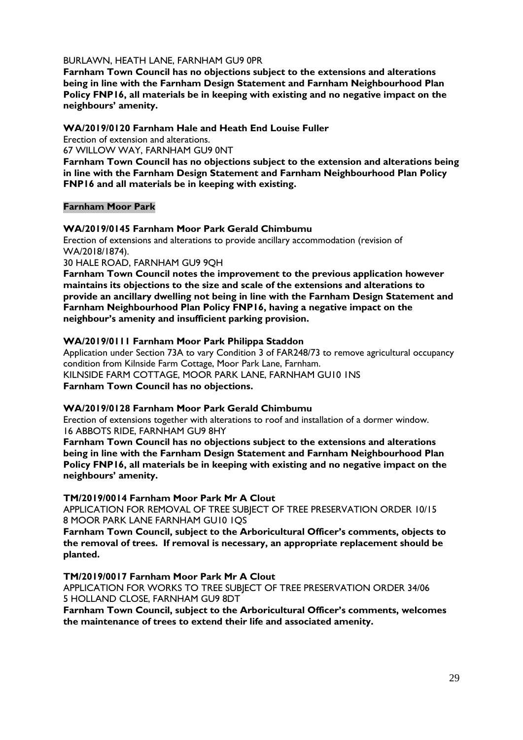BURLAWN, HEATH LANE, FARNHAM GU9 0PR

**Farnham Town Council has no objections subject to the extensions and alterations being in line with the Farnham Design Statement and Farnham Neighbourhood Plan Policy FNP16, all materials be in keeping with existing and no negative impact on the neighbours' amenity.**

**WA/2019/0120 Farnham Hale and Heath End Louise Fuller**

Erection of extension and alterations.

67 WILLOW WAY, FARNHAM GU9 0NT

**Farnham Town Council has no objections subject to the extension and alterations being in line with the Farnham Design Statement and Farnham Neighbourhood Plan Policy FNP16 and all materials be in keeping with existing.**

**Farnham Moor Park**

**WA/2019/0145 Farnham Moor Park Gerald Chimbumu**

Erection of extensions and alterations to provide ancillary accommodation (revision of WA/2018/1874).

30 HALE ROAD, FARNHAM GU9 9QH

**Farnham Town Council notes the improvement to the previous application however maintains its objections to the size and scale of the extensions and alterations to provide an ancillary dwelling not being in line with the Farnham Design Statement and Farnham Neighbourhood Plan Policy FNP16, having a negative impact on the neighbour's amenity and insufficient parking provision.**

**WA/2019/0111 Farnham Moor Park Philippa Staddon**

Application under Section 73A to vary Condition 3 of FAR248/73 to remove agricultural occupancy condition from Kilnside Farm Cottage, Moor Park Lane, Farnham.

KILNSIDE FARM COTTAGE, MOOR PARK LANE, FARNHAM GU10 1NS

**Farnham Town Council has no objections.**

**WA/2019/0128 Farnham Moor Park Gerald Chimbumu**

Erection of extensions together with alterations to roof and installation of a dormer window.

16 ABBOTS RIDE, FARNHAM GU9 8HY

**Farnham Town Council has no objections subject to the extensions and alterations being in line with the Farnham Design Statement and Farnham Neighbourhood Plan Policy FNP16, all materials be in keeping with existing and no negative impact on the neighbours' amenity.**

**TM/2019/0014 Farnham Moor Park Mr A Clout**

APPLICATION FOR REMOVAL OF TREE SUBJECT OF TREE PRESERVATION ORDER 10/15

8 MOOR PARK LANE FARNHAM GU10 1QS

**Farnham Town Council, subject to the Arboricultural Officer's comments, objects to the removal of trees. If removal is necessary, an appropriate replacement should be planted.**

**TM/2019/0017 Farnham Moor Park Mr A Clout**

APPLICATION FOR WORKS TO TREE SUBJECT OF TREE PRESERVATION ORDER 34/06

5 HOLLAND CLOSE, FARNHAM GU9 8DT

**Farnham Town Council, subject to the Arboricultural Officer's comments, welcomes the maintenance of trees to extend their life and associated amenity.**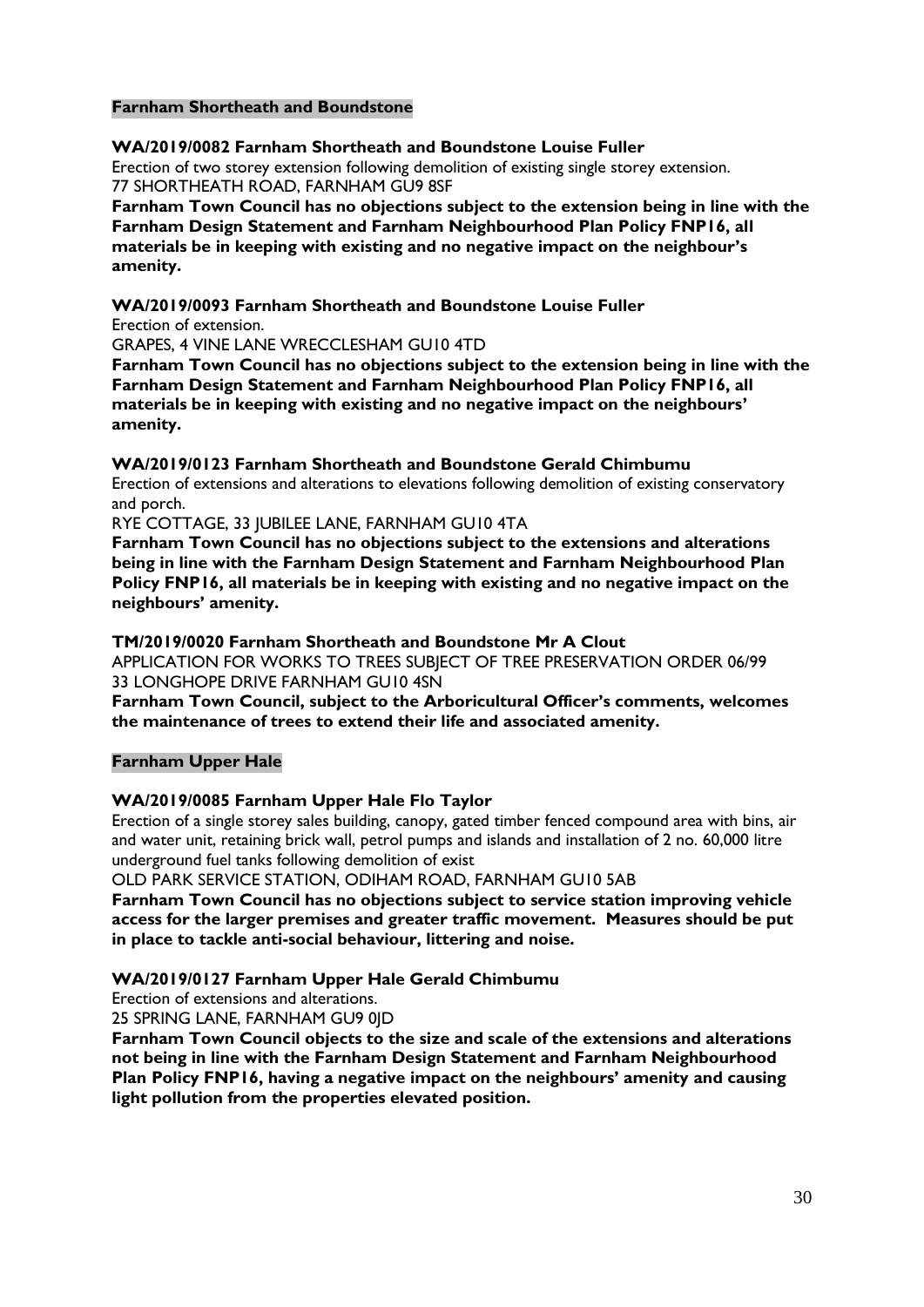## Farnham Shortheath and Boundstone

**WA/2019/0082 Farnham Shortheath and Boundstone Louise Fuller**

Erection of two storey extension following demolition of existing single storey extension.
77 SHORTHEATH ROAD, FARNHAM GU9 8SF

**Farnham Town Council has no objections subject to the extension being in line with the Farnham Design Statement and Farnham Neighbourhood Plan Policy FNP16, all materials be in keeping with existing and no negative impact on the neighbour's amenity.**

**WA/2019/0093 Farnham Shortheath and Boundstone Louise Fuller**

Erection of extension.
GRAPES, 4 VINE LANE WRECCLESHAM GU10 4TD

**Farnham Town Council has no objections subject to the extension being in line with the Farnham Design Statement and Farnham Neighbourhood Plan Policy FNP16, all materials be in keeping with existing and no negative impact on the neighbours' amenity.**

**WA/2019/0123 Farnham Shortheath and Boundstone Gerald Chimbumu**

Erection of extensions and alterations to elevations following demolition of existing conservatory and porch.
RYE COTTAGE, 33 JUBILEE LANE, FARNHAM GU10 4TA

**Farnham Town Council has no objections subject to the extensions and alterations being in line with the Farnham Design Statement and Farnham Neighbourhood Plan Policy FNP16, all materials be in keeping with existing and no negative impact on the neighbours' amenity.**

**TM/2019/0020 Farnham Shortheath and Boundstone Mr A Clout**

APPLICATION FOR WORKS TO TREES SUBJECT OF TREE PRESERVATION ORDER 06/99
33 LONGHOPE DRIVE FARNHAM GU10 4SN

**Farnham Town Council, subject to the Arboricultural Officer's comments, welcomes the maintenance of trees to extend their life and associated amenity.**

## Farnham Upper Hale

**WA/2019/0085 Farnham Upper Hale Flo Taylor**

Erection of a single storey sales building, canopy, gated timber fenced compound area with bins, air and water unit, retaining brick wall, petrol pumps and islands and installation of 2 no. 60,000 litre underground fuel tanks following demolition of exist
OLD PARK SERVICE STATION, ODIHAM ROAD, FARNHAM GU10 5AB

**Farnham Town Council has no objections subject to service station improving vehicle access for the larger premises and greater traffic movement. Measures should be put in place to tackle anti-social behaviour, littering and noise.**

**WA/2019/0127 Farnham Upper Hale Gerald Chimbumu**

Erection of extensions and alterations.
25 SPRING LANE, FARNHAM GU9 0JD

**Farnham Town Council objects to the size and scale of the extensions and alterations not being in line with the Farnham Design Statement and Farnham Neighbourhood Plan Policy FNP16, having a negative impact on the neighbours' amenity and causing light pollution from the properties elevated position.**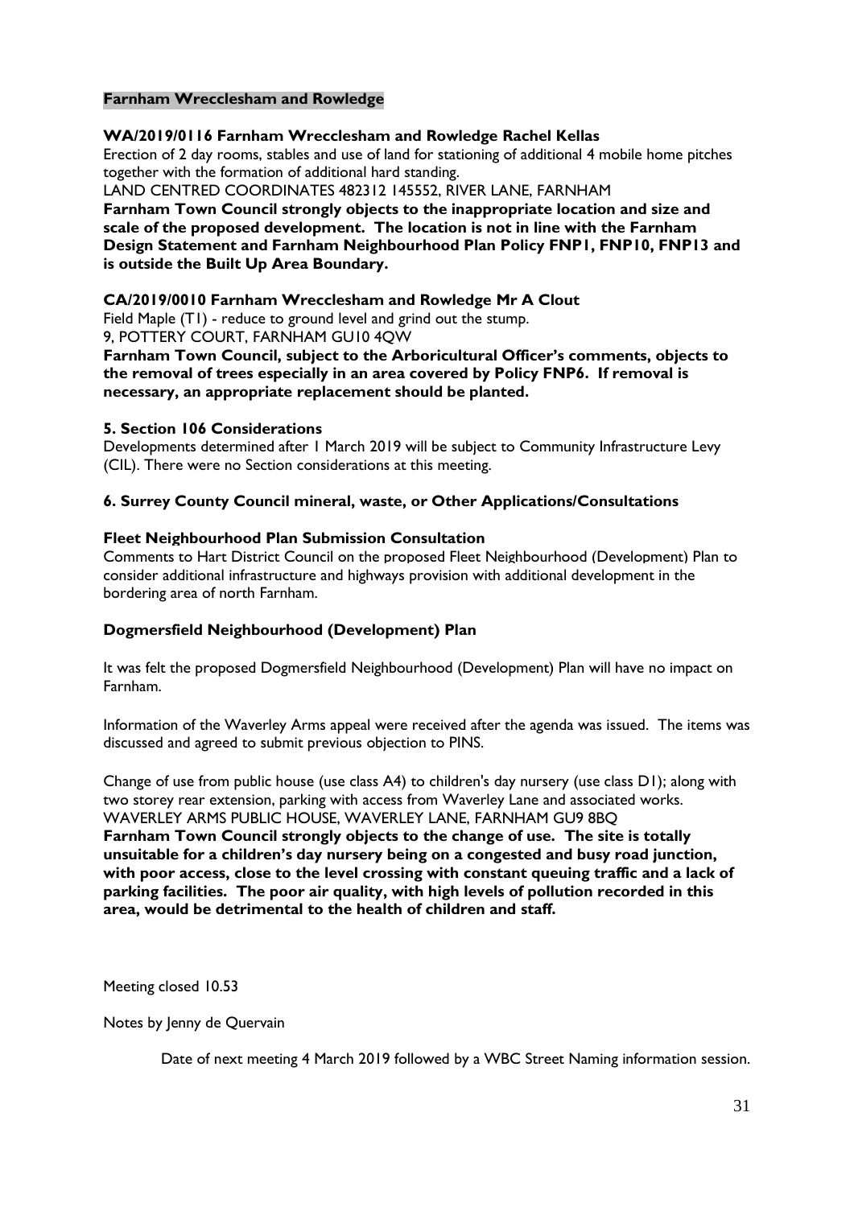**Farnham Wrecclesham and Rowledge**

**WA/2019/0116 Farnham Wrecclesham and Rowledge Rachel Kellas**

Erection of 2 day rooms, stables and use of land for stationing of additional 4 mobile home pitches together with the formation of additional hard standing.

LAND CENTRED COORDINATES 482312 145552, RIVER LANE, FARNHAM

**Farnham Town Council strongly objects to the inappropriate location and size and scale of the proposed development. The location is not in line with the Farnham Design Statement and Farnham Neighbourhood Plan Policy FNP1, FNP10, FNP13 and is outside the Built Up Area Boundary.**

**CA/2019/0010 Farnham Wrecclesham and Rowledge Mr A Clout**

Field Maple (T1) - reduce to ground level and grind out the stump.

9, POTTERY COURT, FARNHAM GU10 4QW

**Farnham Town Council, subject to the Arboricultural Officer's comments, objects to the removal of trees especially in an area covered by Policy FNP6. If removal is necessary, an appropriate replacement should be planted.**

**5. Section 106 Considerations**

Developments determined after 1 March 2019 will be subject to Community Infrastructure Levy (CIL). There were no Section considerations at this meeting.

**6. Surrey County Council mineral, waste, or Other Applications/Consultations**

**Fleet Neighbourhood Plan Submission Consultation**

Comments to Hart District Council on the proposed Fleet Neighbourhood (Development) Plan to consider additional infrastructure and highways provision with additional development in the bordering area of north Farnham.

**Dogmersfield Neighbourhood (Development) Plan**

It was felt the proposed Dogmersfield Neighbourhood (Development) Plan will have no impact on Farnham.

Information of the Waverley Arms appeal were received after the agenda was issued. The items was discussed and agreed to submit previous objection to PINS.

Change of use from public house (use class A4) to children's day nursery (use class D1); along with two storey rear extension, parking with access from Waverley Lane and associated works.

WAVERLEY ARMS PUBLIC HOUSE, WAVERLEY LANE, FARNHAM GU9 8BQ

**Farnham Town Council strongly objects to the change of use. The site is totally unsuitable for a children's day nursery being on a congested and busy road junction, with poor access, close to the level crossing with constant queuing traffic and a lack of parking facilities. The poor air quality, with high levels of pollution recorded in this area, would be detrimental to the health of children and staff.**

Meeting closed 10.53

Notes by Jenny de Quervain

Date of next meeting 4 March 2019 followed by a WBC Street Naming information session.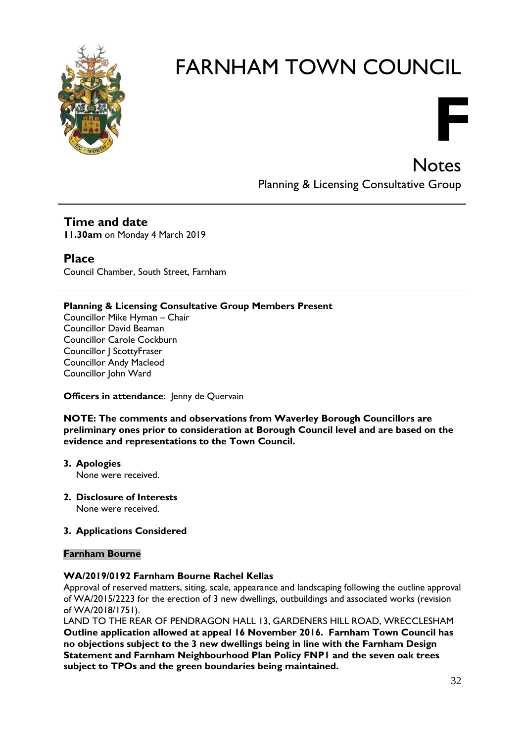# FARNHAM TOWN COUNCIL

**F**

## Notes

Planning & Licensing Consultative Group

### Time and date

**11.30am** on Monday 4 March 2019

### Place

Council Chamber, South Street, Farnham

**Planning & Licensing Consultative Group Members Present**

Councillor Mike Hyman – Chair
Councillor David Beaman
Councillor Carole Cockburn
Councillor J ScottyFraser
Councillor Andy Macleod
Councillor John Ward

**Officers in attendance**: Jenny de Quervain

**NOTE: The comments and observations from Waverley Borough Councillors are preliminary ones prior to consideration at Borough Council level and are based on the evidence and representations to the Town Council.**

3. **Apologies**
   None were received.

2. **Disclosure of Interests**
   None were received.

3. **Applications Considered**

**Farnham Bourne**

**WA/2019/0192 Farnham Bourne Rachel Kellas**

Approval of reserved matters, siting, scale, appearance and landscaping following the outline approval of WA/2015/2223 for the erection of 3 new dwellings, outbuildings and associated works (revision of WA/2018/1751).

LAND TO THE REAR OF PENDRAGON HALL 13, GARDENERS HILL ROAD, WRECCLESHAM

**Outline application allowed at appeal 16 November 2016. Farnham Town Council has no objections subject to the 3 new dwellings being in line with the Farnham Design Statement and Farnham Neighbourhood Plan Policy FNP1 and the seven oak trees subject to TPOs and the green boundaries being maintained.**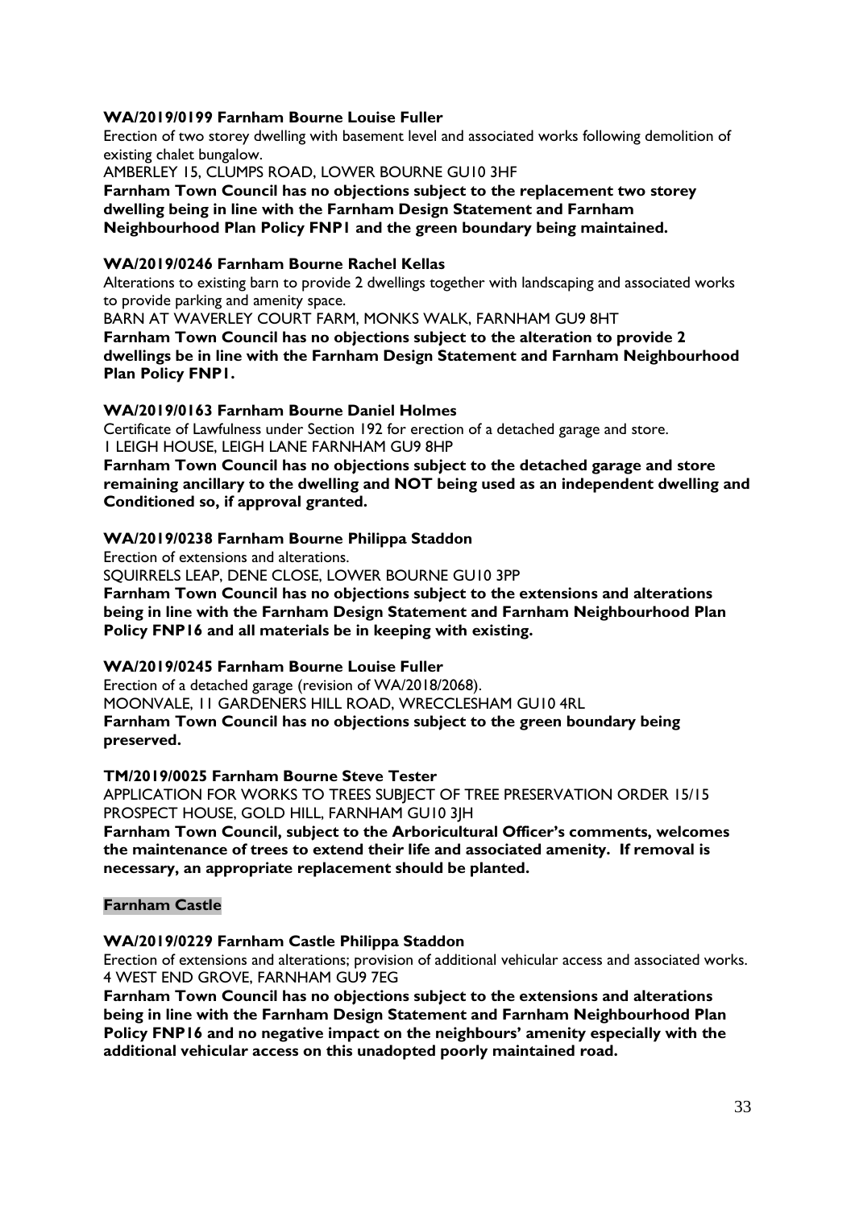**WA/2019/0199 Farnham Bourne Louise Fuller**

Erection of two storey dwelling with basement level and associated works following demolition of existing chalet bungalow.

AMBERLEY 15, CLUMPS ROAD, LOWER BOURNE GU10 3HF

**Farnham Town Council has no objections subject to the replacement two storey dwelling being in line with the Farnham Design Statement and Farnham Neighbourhood Plan Policy FNP1 and the green boundary being maintained.**

**WA/2019/0246 Farnham Bourne Rachel Kellas**

Alterations to existing barn to provide 2 dwellings together with landscaping and associated works to provide parking and amenity space.

BARN AT WAVERLEY COURT FARM, MONKS WALK, FARNHAM GU9 8HT

**Farnham Town Council has no objections subject to the alteration to provide 2 dwellings be in line with the Farnham Design Statement and Farnham Neighbourhood Plan Policy FNP1.**

**WA/2019/0163 Farnham Bourne Daniel Holmes**

Certificate of Lawfulness under Section 192 for erection of a detached garage and store.

1 LEIGH HOUSE, LEIGH LANE FARNHAM GU9 8HP

**Farnham Town Council has no objections subject to the detached garage and store remaining ancillary to the dwelling and NOT being used as an independent dwelling and Conditioned so, if approval granted.**

**WA/2019/0238 Farnham Bourne Philippa Staddon**

Erection of extensions and alterations.

SQUIRRELS LEAP, DENE CLOSE, LOWER BOURNE GU10 3PP

**Farnham Town Council has no objections subject to the extensions and alterations being in line with the Farnham Design Statement and Farnham Neighbourhood Plan Policy FNP16 and all materials be in keeping with existing.**

**WA/2019/0245 Farnham Bourne Louise Fuller**

Erection of a detached garage (revision of WA/2018/2068).

MOONVALE, 11 GARDENERS HILL ROAD, WRECCLESHAM GU10 4RL

**Farnham Town Council has no objections subject to the green boundary being preserved.**

**TM/2019/0025 Farnham Bourne Steve Tester**

APPLICATION FOR WORKS TO TREES SUBJECT OF TREE PRESERVATION ORDER 15/15

PROSPECT HOUSE, GOLD HILL, FARNHAM GU10 3JH

**Farnham Town Council, subject to the Arboricultural Officer's comments, welcomes the maintenance of trees to extend their life and associated amenity. If removal is necessary, an appropriate replacement should be planted.**

**Farnham Castle**

**WA/2019/0229 Farnham Castle Philippa Staddon**

Erection of extensions and alterations; provision of additional vehicular access and associated works.

4 WEST END GROVE, FARNHAM GU9 7EG

**Farnham Town Council has no objections subject to the extensions and alterations being in line with the Farnham Design Statement and Farnham Neighbourhood Plan Policy FNP16 and no negative impact on the neighbours' amenity especially with the additional vehicular access on this unadopted poorly maintained road.**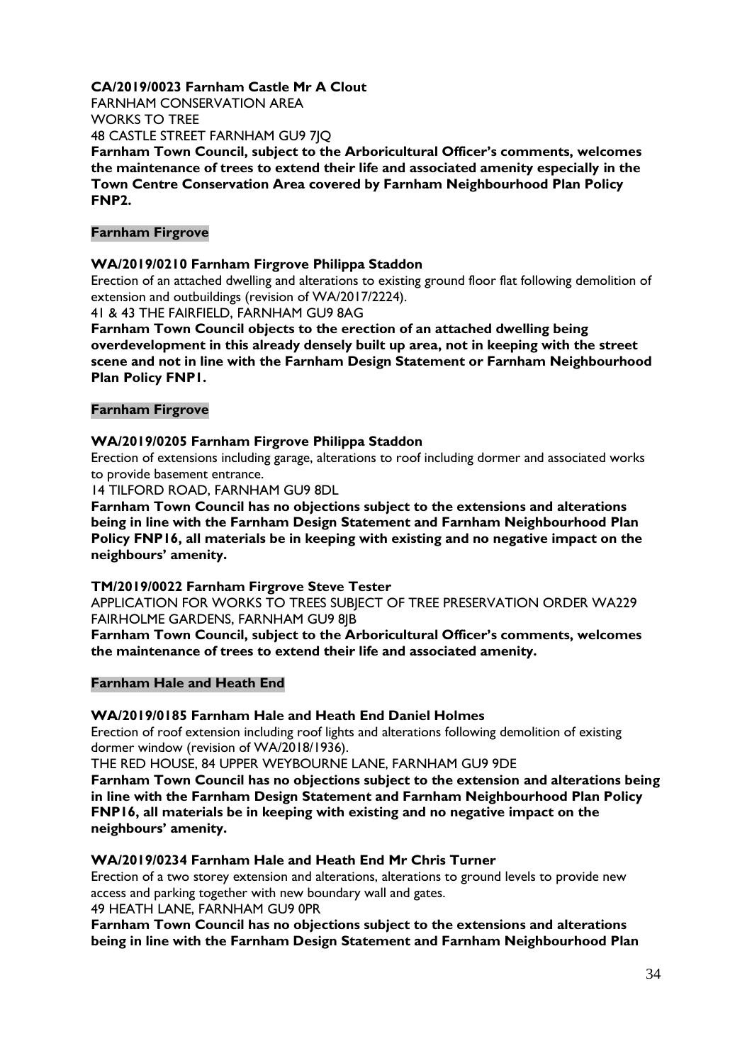**CA/2019/0023 Farnham Castle Mr A Clout**
FARNHAM CONSERVATION AREA
WORKS TO TREE
48 CASTLE STREET FARNHAM GU9 7JQ
**Farnham Town Council, subject to the Arboricultural Officer's comments, welcomes the maintenance of trees to extend their life and associated amenity especially in the Town Centre Conservation Area covered by Farnham Neighbourhood Plan Policy FNP2.**

**Farnham Firgrove**

**WA/2019/0210 Farnham Firgrove Philippa Staddon**
Erection of an attached dwelling and alterations to existing ground floor flat following demolition of extension and outbuildings (revision of WA/2017/2224).
41 & 43 THE FAIRFIELD, FARNHAM GU9 8AG
**Farnham Town Council objects to the erection of an attached dwelling being overdevelopment in this already densely built up area, not in keeping with the street scene and not in line with the Farnham Design Statement or Farnham Neighbourhood Plan Policy FNP1.**

**Farnham Firgrove**

**WA/2019/0205 Farnham Firgrove Philippa Staddon**
Erection of extensions including garage, alterations to roof including dormer and associated works to provide basement entrance.
14 TILFORD ROAD, FARNHAM GU9 8DL
**Farnham Town Council has no objections subject to the extensions and alterations being in line with the Farnham Design Statement and Farnham Neighbourhood Plan Policy FNP16, all materials be in keeping with existing and no negative impact on the neighbours' amenity.**

**TM/2019/0022 Farnham Firgrove Steve Tester**
APPLICATION FOR WORKS TO TREES SUBJECT OF TREE PRESERVATION ORDER WA229
FAIRHOLME GARDENS, FARNHAM GU9 8JB
**Farnham Town Council, subject to the Arboricultural Officer's comments, welcomes the maintenance of trees to extend their life and associated amenity.**

**Farnham Hale and Heath End**

**WA/2019/0185 Farnham Hale and Heath End Daniel Holmes**
Erection of roof extension including roof lights and alterations following demolition of existing dormer window (revision of WA/2018/1936).
THE RED HOUSE, 84 UPPER WEYBOURNE LANE, FARNHAM GU9 9DE
**Farnham Town Council has no objections subject to the extension and alterations being in line with the Farnham Design Statement and Farnham Neighbourhood Plan Policy FNP16, all materials be in keeping with existing and no negative impact on the neighbours' amenity.**

**WA/2019/0234 Farnham Hale and Heath End Mr Chris Turner**
Erection of a two storey extension and alterations, alterations to ground levels to provide new access and parking together with new boundary wall and gates.
49 HEATH LANE, FARNHAM GU9 0PR
**Farnham Town Council has no objections subject to the extensions and alterations being in line with the Farnham Design Statement and Farnham Neighbourhood Plan**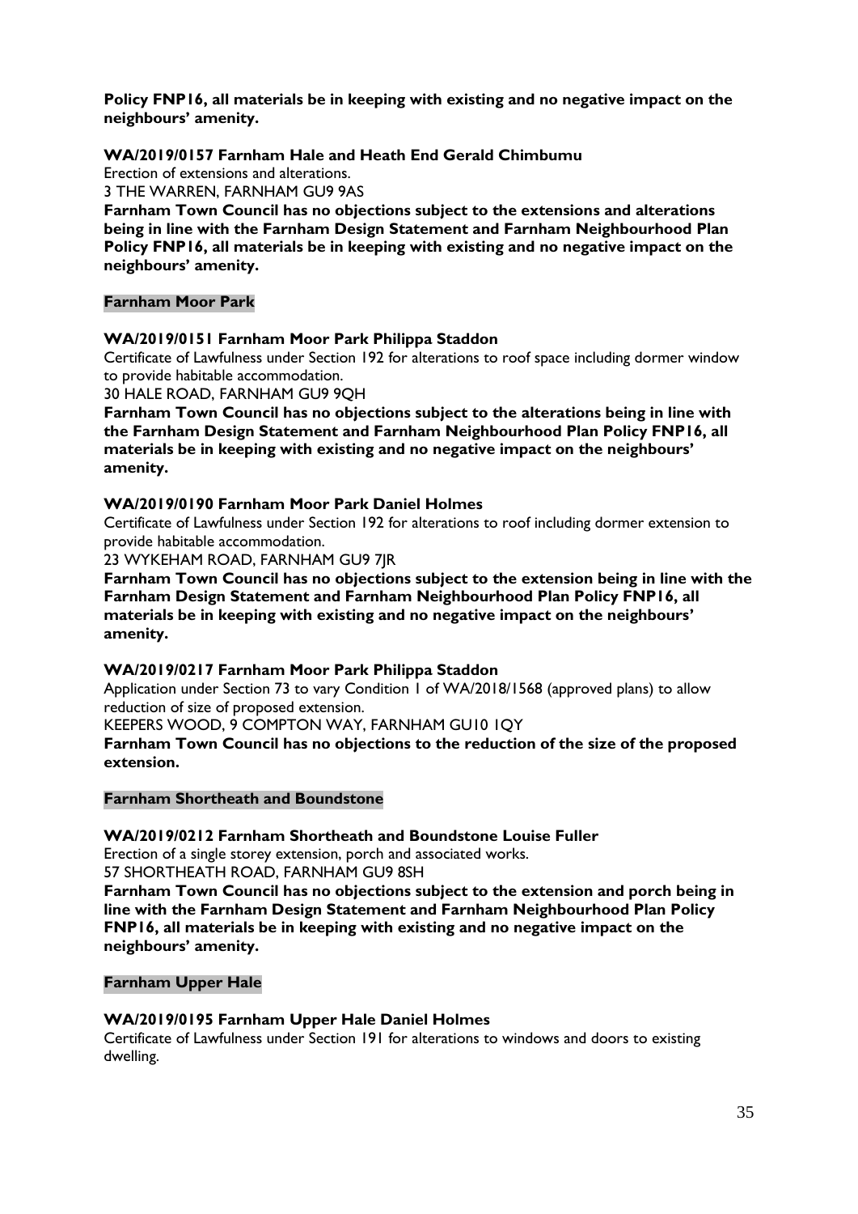**Policy FNP16, all materials be in keeping with existing and no negative impact on the neighbours' amenity.**

**WA/2019/0157 Farnham Hale and Heath End Gerald Chimbumu**

Erection of extensions and alterations.

3 THE WARREN, FARNHAM GU9 9AS

**Farnham Town Council has no objections subject to the extensions and alterations being in line with the Farnham Design Statement and Farnham Neighbourhood Plan Policy FNP16, all materials be in keeping with existing and no negative impact on the neighbours' amenity.**

## Farnham Moor Park

**WA/2019/0151 Farnham Moor Park Philippa Staddon**

Certificate of Lawfulness under Section 192 for alterations to roof space including dormer window to provide habitable accommodation.

30 HALE ROAD, FARNHAM GU9 9QH

**Farnham Town Council has no objections subject to the alterations being in line with the Farnham Design Statement and Farnham Neighbourhood Plan Policy FNP16, all materials be in keeping with existing and no negative impact on the neighbours' amenity.**

**WA/2019/0190 Farnham Moor Park Daniel Holmes**

Certificate of Lawfulness under Section 192 for alterations to roof including dormer extension to provide habitable accommodation.

23 WYKEHAM ROAD, FARNHAM GU9 7JR

**Farnham Town Council has no objections subject to the extension being in line with the Farnham Design Statement and Farnham Neighbourhood Plan Policy FNP16, all materials be in keeping with existing and no negative impact on the neighbours' amenity.**

**WA/2019/0217 Farnham Moor Park Philippa Staddon**

Application under Section 73 to vary Condition 1 of WA/2018/1568 (approved plans) to allow reduction of size of proposed extension.

KEEPERS WOOD, 9 COMPTON WAY, FARNHAM GU10 1QY

**Farnham Town Council has no objections to the reduction of the size of the proposed extension.**

## Farnham Shortheath and Boundstone

**WA/2019/0212 Farnham Shortheath and Boundstone Louise Fuller**

Erection of a single storey extension, porch and associated works.

57 SHORTHEATH ROAD, FARNHAM GU9 8SH

**Farnham Town Council has no objections subject to the extension and porch being in line with the Farnham Design Statement and Farnham Neighbourhood Plan Policy FNP16, all materials be in keeping with existing and no negative impact on the neighbours' amenity.**

## Farnham Upper Hale

**WA/2019/0195 Farnham Upper Hale Daniel Holmes**

Certificate of Lawfulness under Section 191 for alterations to windows and doors to existing dwelling.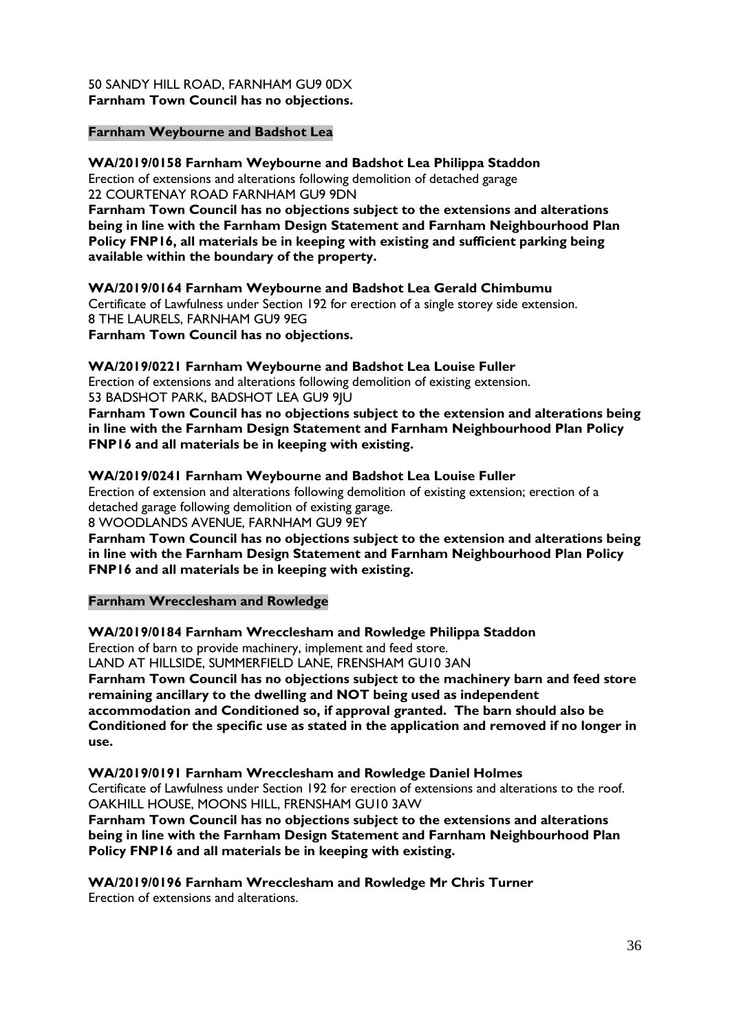50 SANDY HILL ROAD, FARNHAM GU9 0DX
**Farnham Town Council has no objections.**

## Farnham Weybourne and Badshot Lea

**WA/2019/0158 Farnham Weybourne and Badshot Lea Philippa Staddon**
Erection of extensions and alterations following demolition of detached garage
22 COURTENAY ROAD FARNHAM GU9 9DN
**Farnham Town Council has no objections subject to the extensions and alterations being in line with the Farnham Design Statement and Farnham Neighbourhood Plan Policy FNP16, all materials be in keeping with existing and sufficient parking being available within the boundary of the property.**

**WA/2019/0164 Farnham Weybourne and Badshot Lea Gerald Chimbumu**
Certificate of Lawfulness under Section 192 for erection of a single storey side extension.
8 THE LAURELS, FARNHAM GU9 9EG
**Farnham Town Council has no objections.**

**WA/2019/0221 Farnham Weybourne and Badshot Lea Louise Fuller**
Erection of extensions and alterations following demolition of existing extension.
53 BADSHOT PARK, BADSHOT LEA GU9 9JU
**Farnham Town Council has no objections subject to the extension and alterations being in line with the Farnham Design Statement and Farnham Neighbourhood Plan Policy FNP16 and all materials be in keeping with existing.**

**WA/2019/0241 Farnham Weybourne and Badshot Lea Louise Fuller**
Erection of extension and alterations following demolition of existing extension; erection of a detached garage following demolition of existing garage.
8 WOODLANDS AVENUE, FARNHAM GU9 9EY
**Farnham Town Council has no objections subject to the extension and alterations being in line with the Farnham Design Statement and Farnham Neighbourhood Plan Policy FNP16 and all materials be in keeping with existing.**

## Farnham Wrecclesham and Rowledge

**WA/2019/0184 Farnham Wrecclesham and Rowledge Philippa Staddon**
Erection of barn to provide machinery, implement and feed store.
LAND AT HILLSIDE, SUMMERFIELD LANE, FRENSHAM GU10 3AN
**Farnham Town Council has no objections subject to the machinery barn and feed store remaining ancillary to the dwelling and NOT being used as independent accommodation and Conditioned so, if approval granted. The barn should also be Conditioned for the specific use as stated in the application and removed if no longer in use.**

**WA/2019/0191 Farnham Wrecclesham and Rowledge Daniel Holmes**
Certificate of Lawfulness under Section 192 for erection of extensions and alterations to the roof.
OAKHILL HOUSE, MOONS HILL, FRENSHAM GU10 3AW
**Farnham Town Council has no objections subject to the extensions and alterations being in line with the Farnham Design Statement and Farnham Neighbourhood Plan Policy FNP16 and all materials be in keeping with existing.**

**WA/2019/0196 Farnham Wrecclesham and Rowledge Mr Chris Turner**
Erection of extensions and alterations.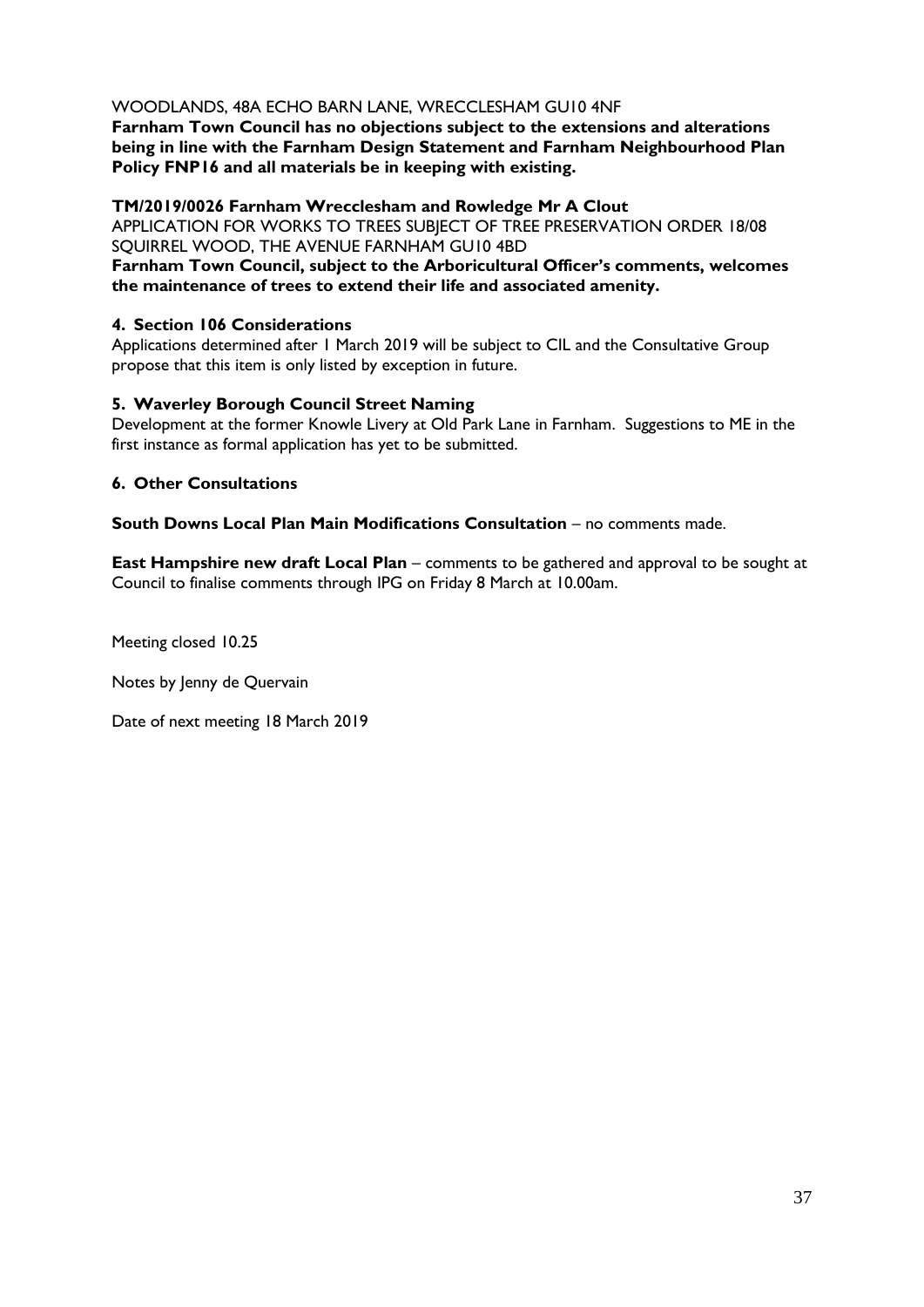WOODLANDS, 48A ECHO BARN LANE, WRECCLESHAM GU10 4NF
**Farnham Town Council has no objections subject to the extensions and alterations being in line with the Farnham Design Statement and Farnham Neighbourhood Plan Policy FNP16 and all materials be in keeping with existing.**

**TM/2019/0026 Farnham Wrecclesham and Rowledge Mr A Clout**
APPLICATION FOR WORKS TO TREES SUBJECT OF TREE PRESERVATION ORDER 18/08 SQUIRREL WOOD, THE AVENUE FARNHAM GU10 4BD
**Farnham Town Council, subject to the Arboricultural Officer's comments, welcomes the maintenance of trees to extend their life and associated amenity.**

**4. Section 106 Considerations**

Applications determined after 1 March 2019 will be subject to CIL and the Consultative Group propose that this item is only listed by exception in future.

**5. Waverley Borough Council Street Naming**

Development at the former Knowle Livery at Old Park Lane in Farnham. Suggestions to ME in the first instance as formal application has yet to be submitted.

**6. Other Consultations**

**South Downs Local Plan Main Modifications Consultation** – no comments made.

**East Hampshire new draft Local Plan** – comments to be gathered and approval to be sought at Council to finalise comments through IPG on Friday 8 March at 10.00am.

Meeting closed 10.25

Notes by Jenny de Quervain

Date of next meeting 18 March 2019